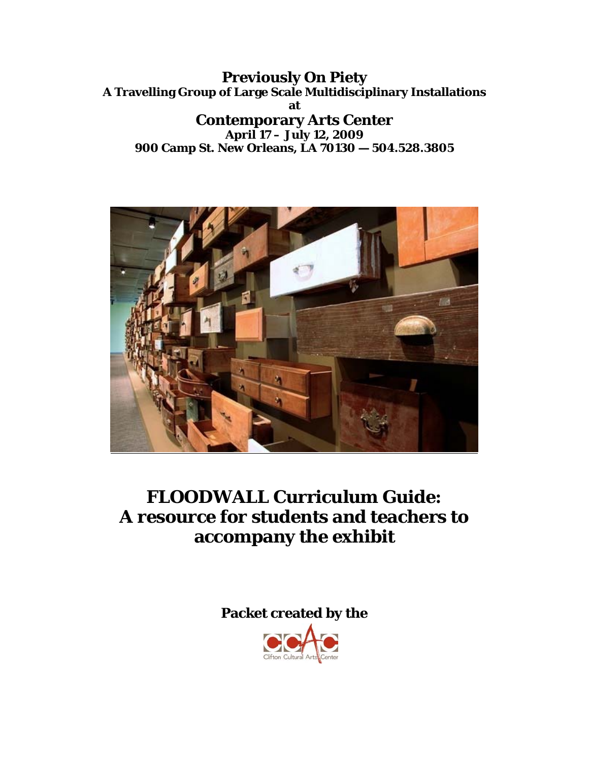# Previously On Piety

**A Travelling Group of Large Scale Multidisciplinary Installations**

**at**

## Contemporary Arts Center

**April 17 – July 12, 2009**

**900 Camp St. New Orleans, LA 70130 — 504.528.3805**

# FLOODWALL Curriculum Guide: A resource for students and teachers to accompany the exhibit

**Packet created by the**

Clifton Cultural Arts Center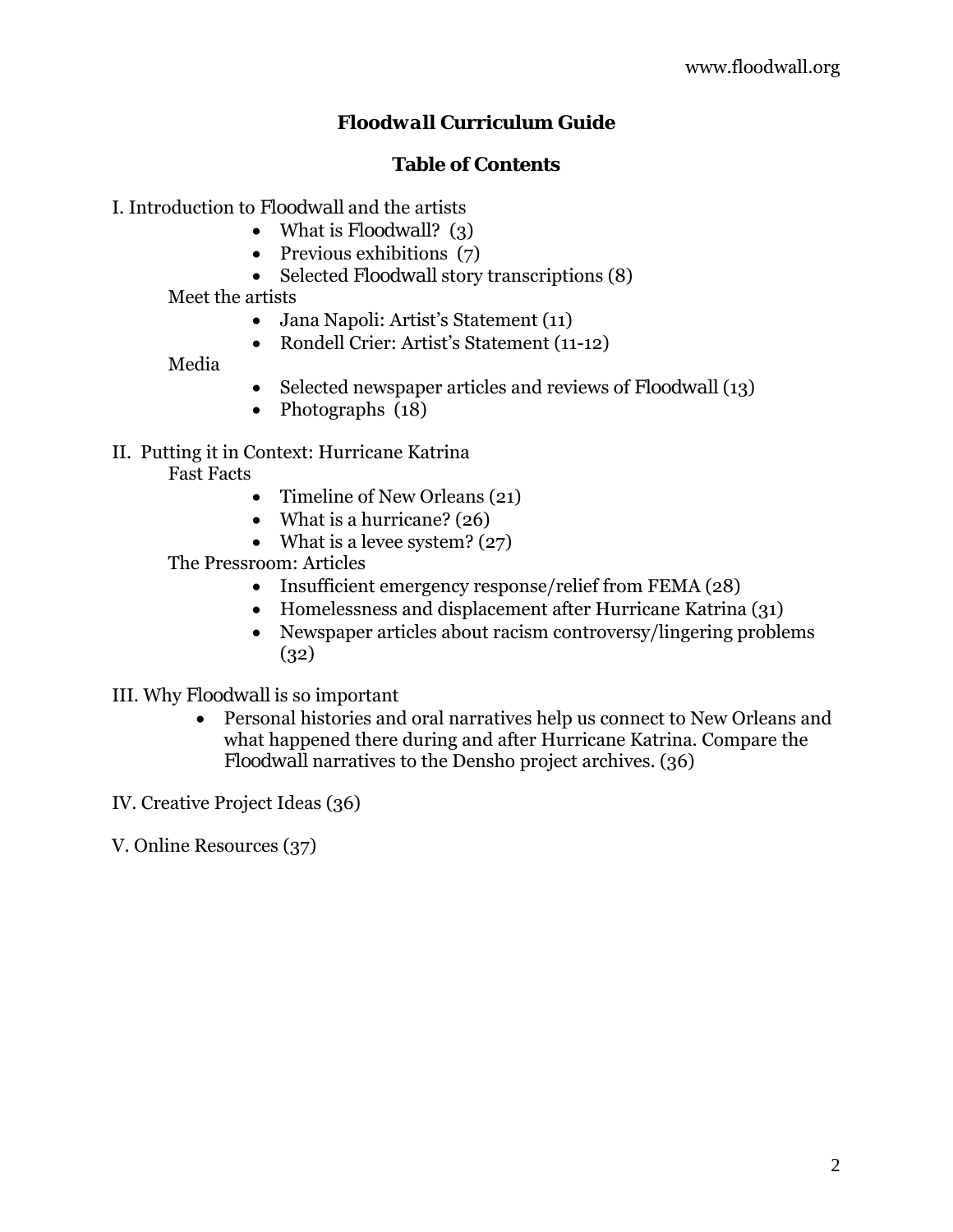## *Floodwall* Curriculum Guide

## Table of Contents

I. Introduction to *Floodwall* and the artists

- What is *Floodwall*? (3)
- Previous exhibitions (7)
- Selected *Floodwall* story transcriptions (8)

Meet the artists

- Jana Napoli: Artist's Statement (11)
- Rondell Crier: Artist's Statement (11-12)

Media

- Selected newspaper articles and reviews of *Floodwall* (13)
- Photographs (18)

II. Putting it in Context: Hurricane Katrina

Fast Facts

- Timeline of New Orleans (21)
- What is a hurricane? (26)
- What is a levee system? (27)

The Pressroom: Articles

- Insufficient emergency response/relief from FEMA (28)
- Homelessness and displacement after Hurricane Katrina (31)
- Newspaper articles about racism controversy/lingering problems (32)

III. Why *Floodwall* is so important

- Personal histories and oral narratives help us connect to New Orleans and what happened there during and after Hurricane Katrina. Compare the *Floodwall* narratives to the Densho project archives. (36)

IV. Creative Project Ideas (36)

V. Online Resources (37)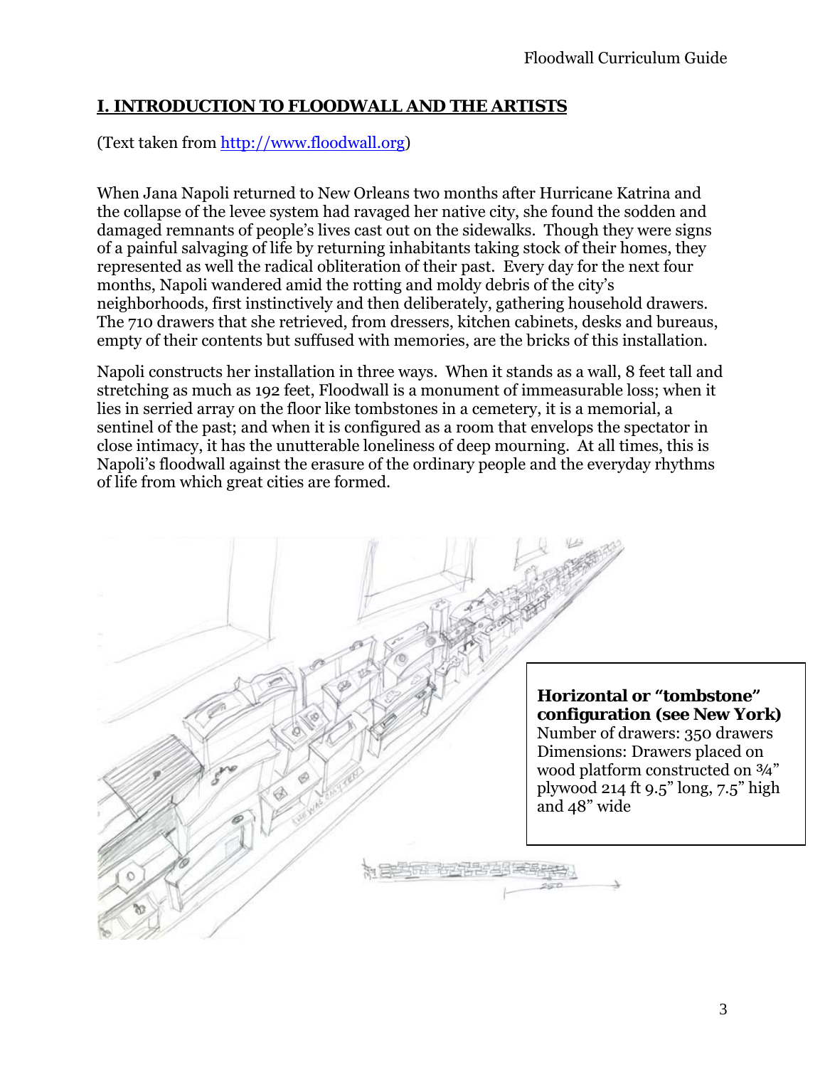## I. INTRODUCTION TO FLOODWALL AND THE ARTISTS

(Text taken from http://www.floodwall.org)

When Jana Napoli returned to New Orleans two months after Hurricane Katrina and the collapse of the levee system had ravaged her native city, she found the sodden and damaged remnants of people's lives cast out on the sidewalks. Though they were signs of a painful salvaging of life by returning inhabitants taking stock of their homes, they represented as well the radical obliteration of their past. Every day for the next four months, Napoli wandered amid the rotting and moldy debris of the city's neighborhoods, first instinctively and then deliberately, gathering household drawers. The 710 drawers that she retrieved, from dressers, kitchen cabinets, desks and bureaus, empty of their contents but suffused with memories, are the bricks of this installation.

Napoli constructs her installation in three ways. When it stands as a wall, 8 feet tall and stretching as much as 192 feet, Floodwall is a monument of immeasurable loss; when it lies in serried array on the floor like tombstones in a cemetery, it is a memorial, a sentinel of the past; and when it is configured as a room that envelops the spectator in close intimacy, it has the unutterable loneliness of deep mourning. At all times, this is Napoli's floodwall against the erasure of the ordinary people and the everyday rhythms of life from which great cities are formed.

**Horizontal or "tombstone" configuration (see New York)**
Number of drawers: 350 drawers
Dimensions: Drawers placed on wood platform constructed on ¾" plywood 214 ft 9.5" long, 7.5" high and 48" wide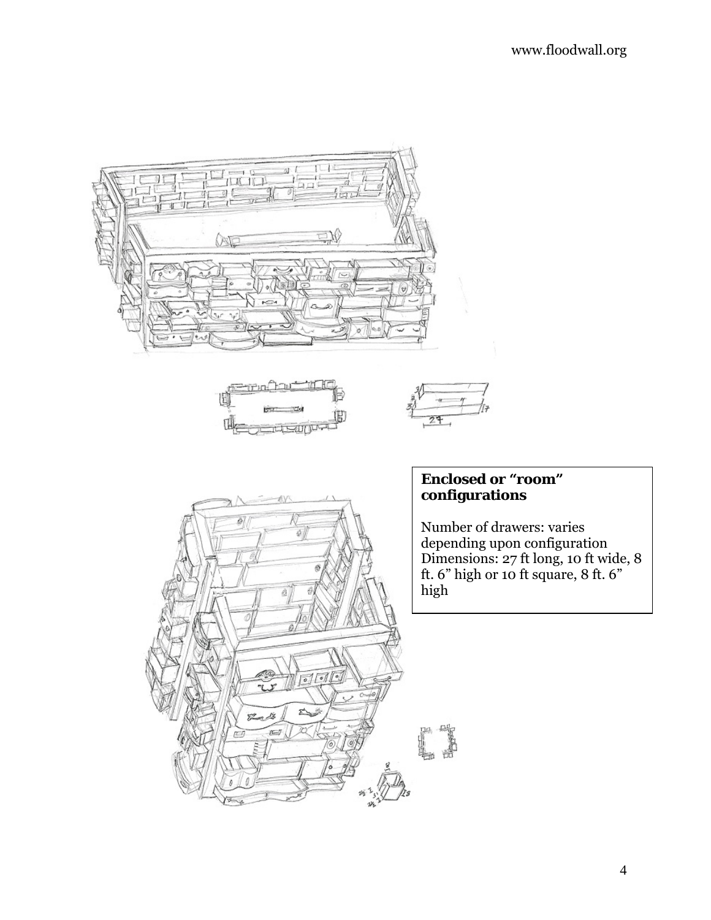**Enclosed or "room" configurations**

Number of drawers: varies depending upon configuration
Dimensions: 27 ft long, 10 ft wide, 8 ft. 6" high or 10 ft square, 8 ft. 6" high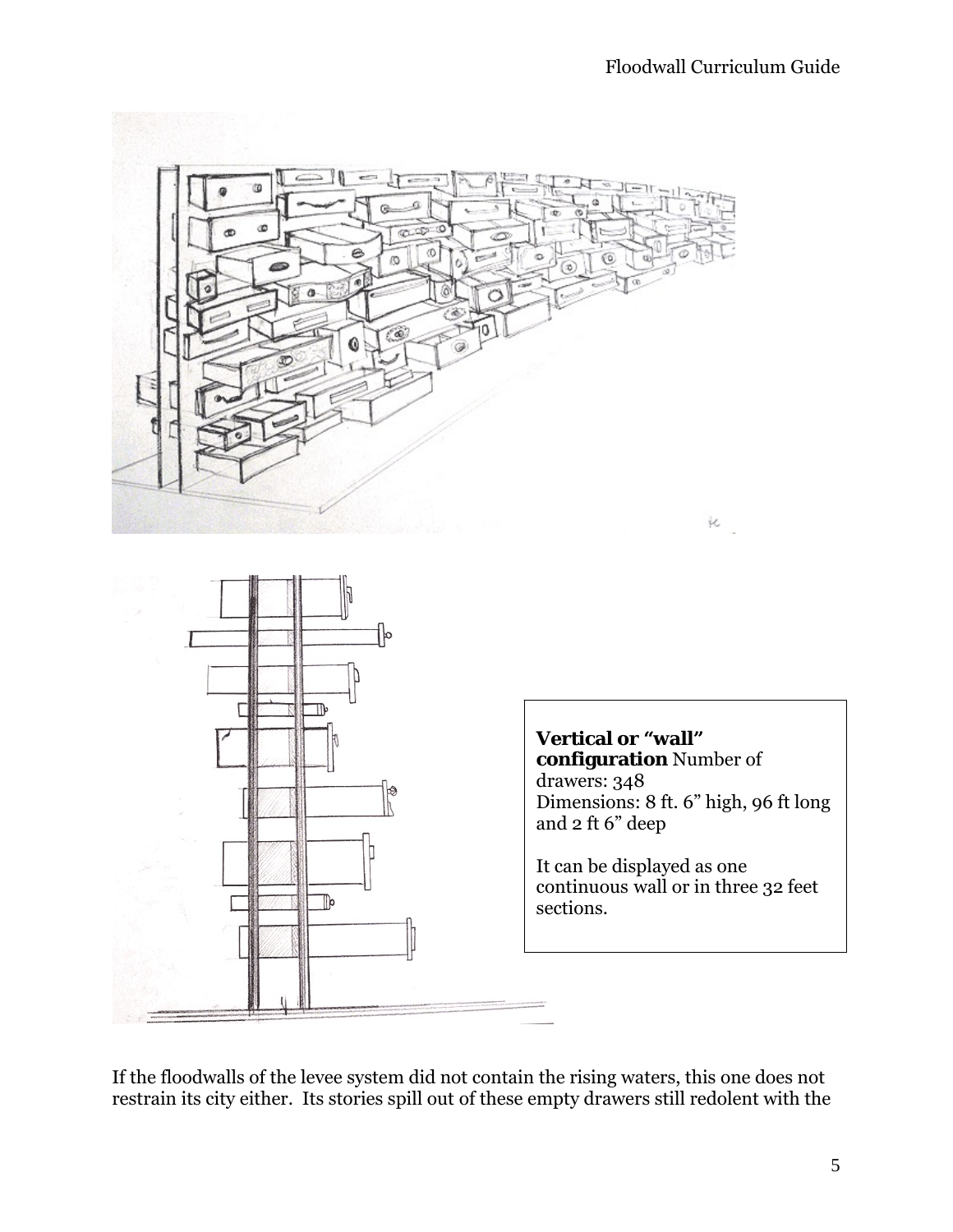**Vertical or "wall" configuration** Number of drawers: 348
Dimensions: 8 ft. 6" high, 96 ft long and 2 ft 6" deep

It can be displayed as one continuous wall or in three 32 feet sections.

If the floodwalls of the levee system did not contain the rising waters, this one does not restrain its city either. Its stories spill out of these empty drawers still redolent with the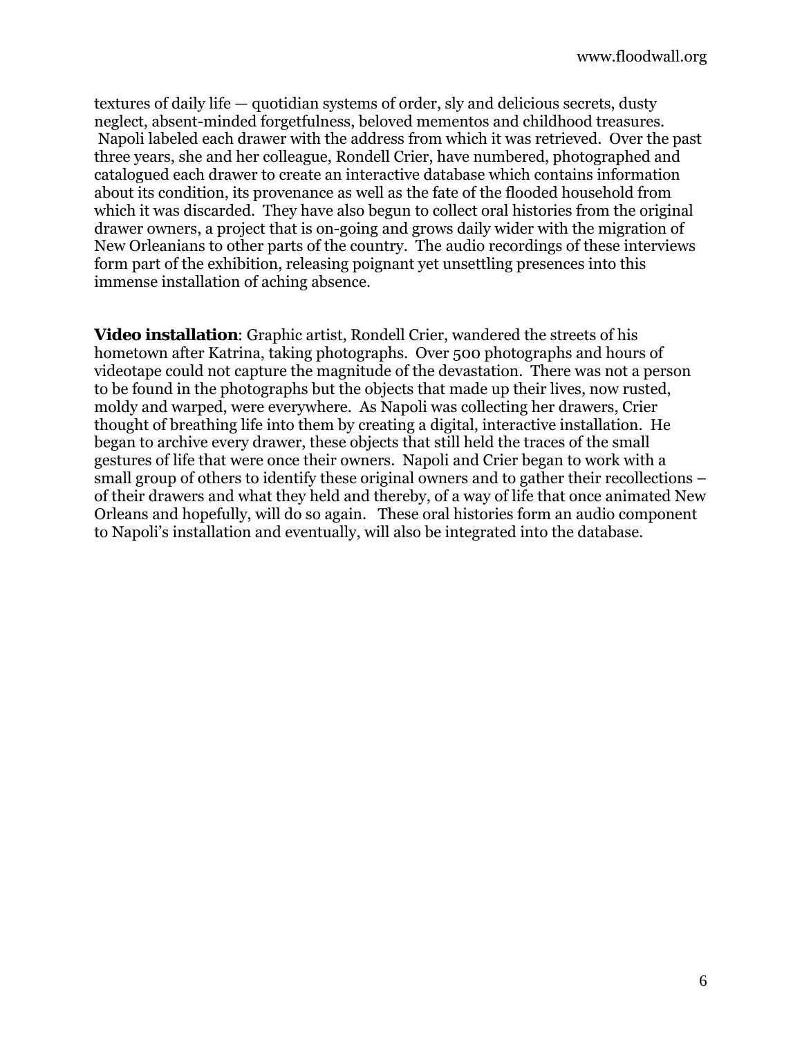textures of daily life — quotidian systems of order, sly and delicious secrets, dusty neglect, absent-minded forgetfulness, beloved mementos and childhood treasures. Napoli labeled each drawer with the address from which it was retrieved. Over the past three years, she and her colleague, Rondell Crier, have numbered, photographed and catalogued each drawer to create an interactive database which contains information about its condition, its provenance as well as the fate of the flooded household from which it was discarded. They have also begun to collect oral histories from the original drawer owners, a project that is on-going and grows daily wider with the migration of New Orleanians to other parts of the country. The audio recordings of these interviews form part of the exhibition, releasing poignant yet unsettling presences into this immense installation of aching absence.

**Video installation**: Graphic artist, Rondell Crier, wandered the streets of his hometown after Katrina, taking photographs. Over 500 photographs and hours of videotape could not capture the magnitude of the devastation. There was not a person to be found in the photographs but the objects that made up their lives, now rusted, moldy and warped, were everywhere. As Napoli was collecting her drawers, Crier thought of breathing life into them by creating a digital, interactive installation. He began to archive every drawer, these objects that still held the traces of the small gestures of life that were once their owners. Napoli and Crier began to work with a small group of others to identify these original owners and to gather their recollections – of their drawers and what they held and thereby, of a way of life that once animated New Orleans and hopefully, will do so again. These oral histories form an audio component to Napoli's installation and eventually, will also be integrated into the database.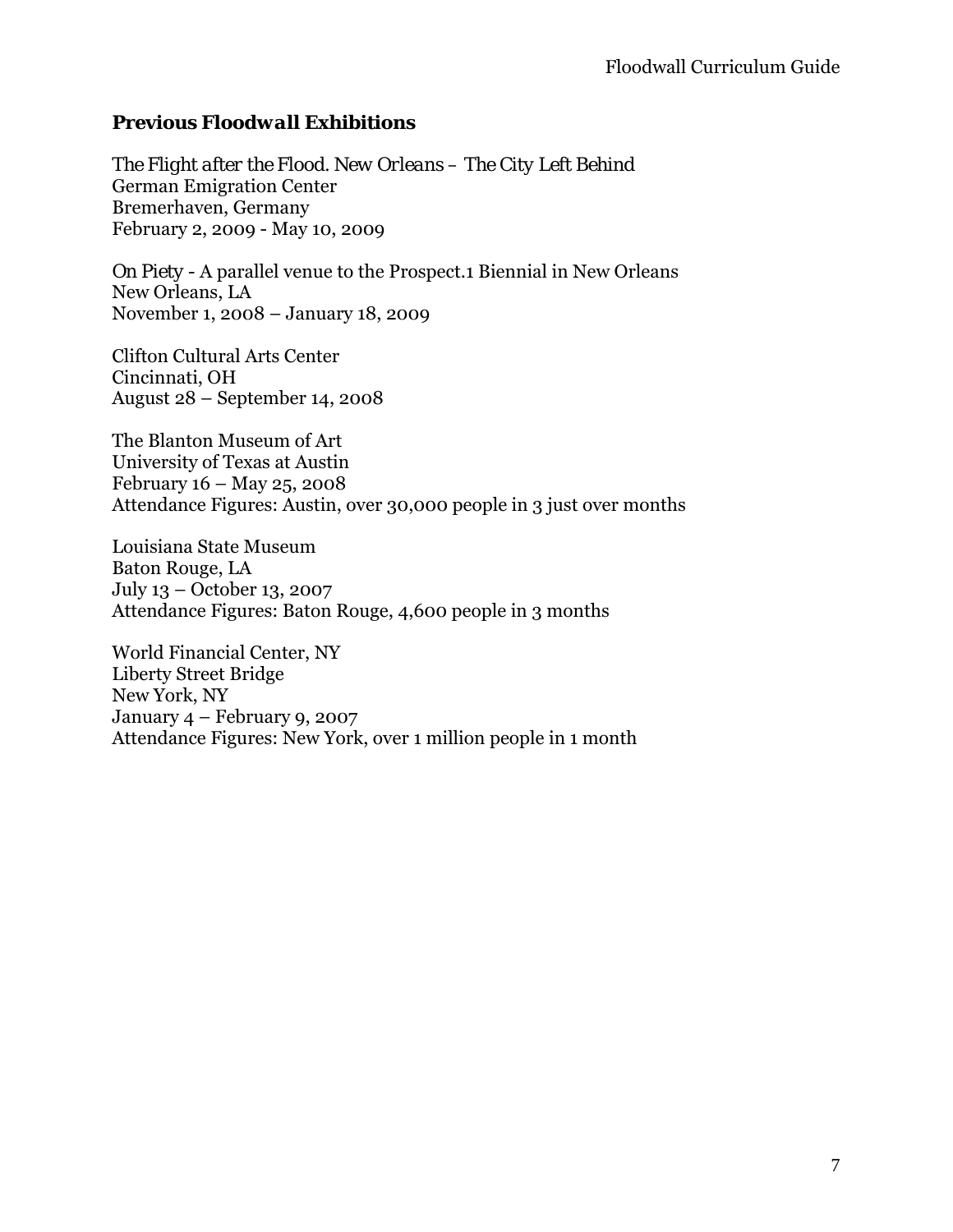### *Previous Floodwall Exhibitions*

*The Flight after the Flood. New Orleans – The City Left Behind*
German Emigration Center
Bremerhaven, Germany
February 2, 2009 - May 10, 2009

*On Piety* - A parallel venue to the Prospect.1 Biennial in New Orleans
New Orleans, LA
November 1, 2008 – January 18, 2009

Clifton Cultural Arts Center
Cincinnati, OH
August 28 – September 14, 2008

The Blanton Museum of Art
University of Texas at Austin
February 16 – May 25, 2008
Attendance Figures: Austin, over 30,000 people in 3 just over months

Louisiana State Museum
Baton Rouge, LA
July 13 – October 13, 2007
Attendance Figures: Baton Rouge, 4,600 people in 3 months

World Financial Center, NY
Liberty Street Bridge
New York, NY
January 4 – February 9, 2007
Attendance Figures: New York, over 1 million people in 1 month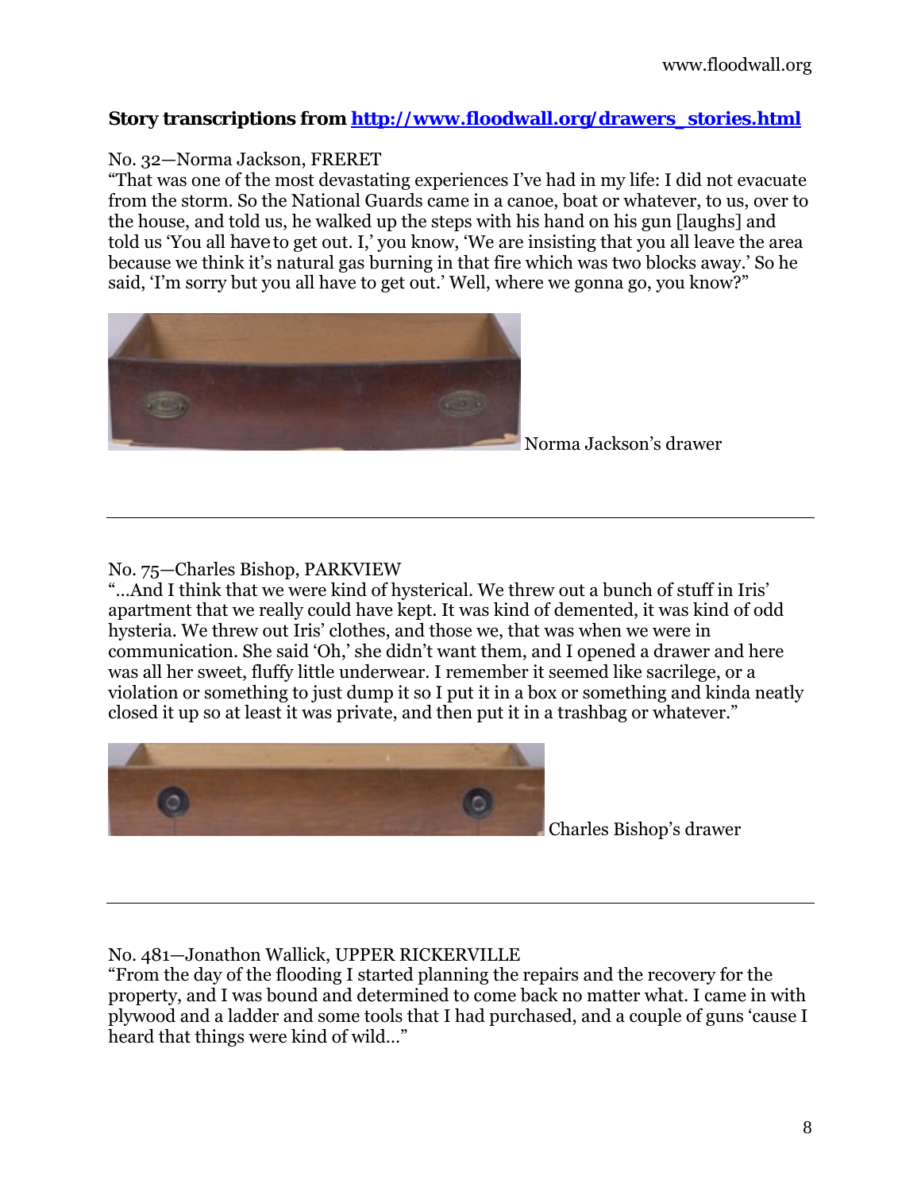**Story transcriptions from [http://www.floodwall.org/drawers_stories.html](http://www.floodwall.org/drawers_stories.html)**

No. 32—Norma Jackson, FRERET

"That was one of the most devastating experiences I've had in my life: I did not evacuate from the storm. So the National Guards came in a canoe, boat or whatever, to us, over to the house, and told us, he walked up the steps with his hand on his gun [laughs] and told us 'You all *have* to get out. I,' you know, 'We are insisting that you all leave the area because we think it's natural gas burning in that fire which was two blocks away.' So he said, 'I'm sorry but you all have to get out.' Well, where we gonna go, you know?"

Norma Jackson's drawer

---

No. 75—Charles Bishop, PARKVIEW

"…And I think that we were kind of hysterical. We threw out a bunch of stuff in Iris' apartment that we really could have kept. It was kind of demented, it was kind of odd hysteria. We threw out Iris' clothes, and those we, that was when we were in communication. She said 'Oh,' she didn't want them, and I opened a drawer and here was all her sweet, fluffy little underwear. I remember it seemed like sacrilege, or a violation or something to just dump it so I put it in a box or something and kinda neatly closed it up so at least it was private, and then put it in a trashbag or whatever."

Charles Bishop's drawer

---

No. 481—Jonathon Wallick, UPPER RICKERVILLE

"From the day of the flooding I started planning the repairs and the recovery for the property, and I was bound and determined to come back no matter what. I came in with plywood and a ladder and some tools that I had purchased, and a couple of guns 'cause I heard that things were kind of wild…"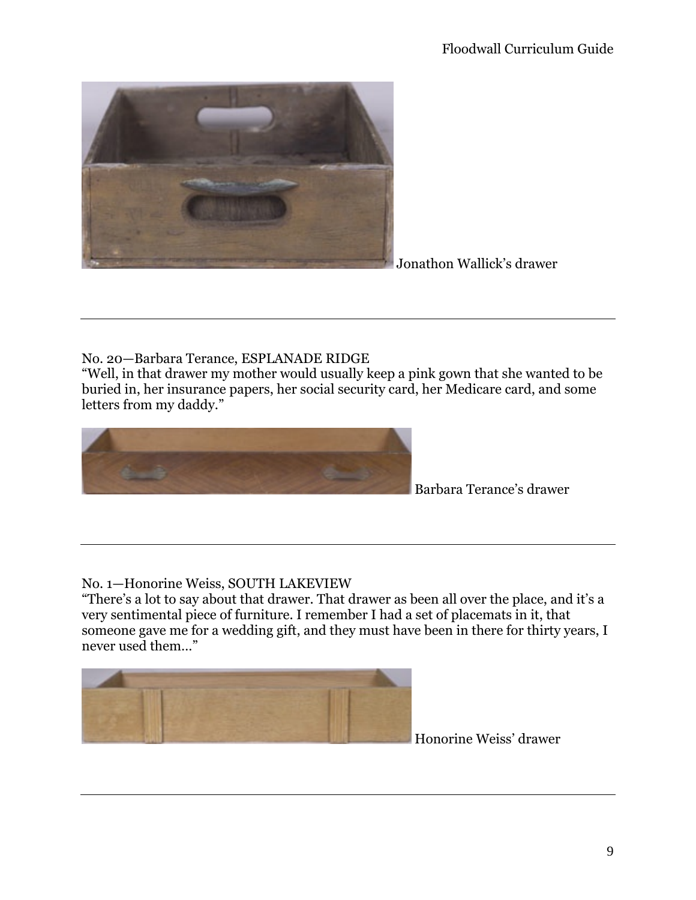Jonathon Wallick's drawer

---

No. 20—Barbara Terance, ESPLANADE RIDGE
"Well, in that drawer my mother would usually keep a pink gown that she wanted to be buried in, her insurance papers, her social security card, her Medicare card, and some letters from my daddy."

Barbara Terance's drawer

---

No. 1—Honorine Weiss, SOUTH LAKEVIEW
"There's a lot to say about that drawer. That drawer as been all over the place, and it's a very sentimental piece of furniture. I remember I had a set of placemats in it, that someone gave me for a wedding gift, and they must have been in there for thirty years, I never used them..."

Honorine Weiss' drawer

---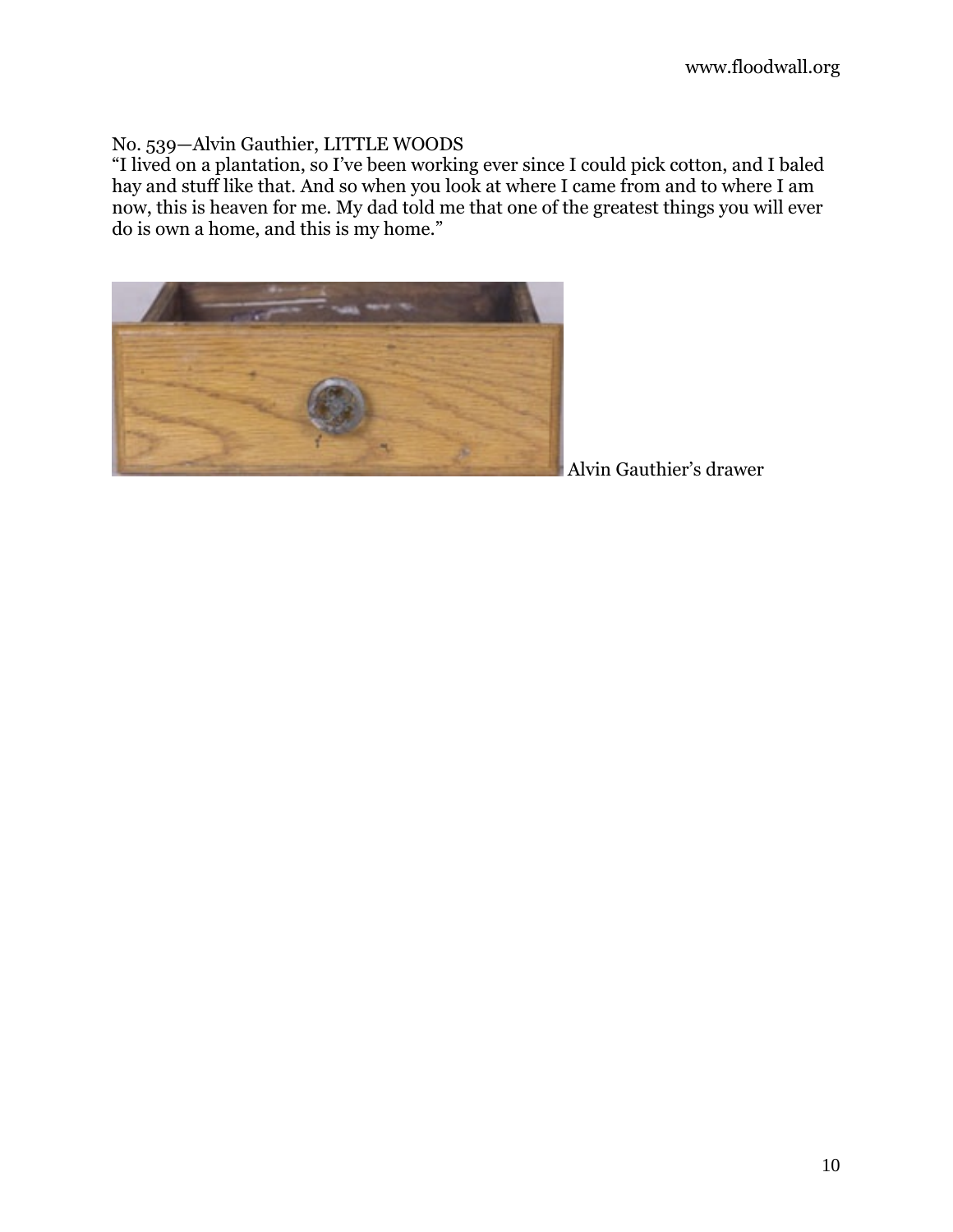No. 539—Alvin Gauthier, LITTLE WOODS
"I lived on a plantation, so I've been working ever since I could pick cotton, and I baled hay and stuff like that. And so when you look at where I came from and to where I am now, this is heaven for me. My dad told me that one of the greatest things you will ever do is own a home, and this is my home."

Alvin Gauthier's drawer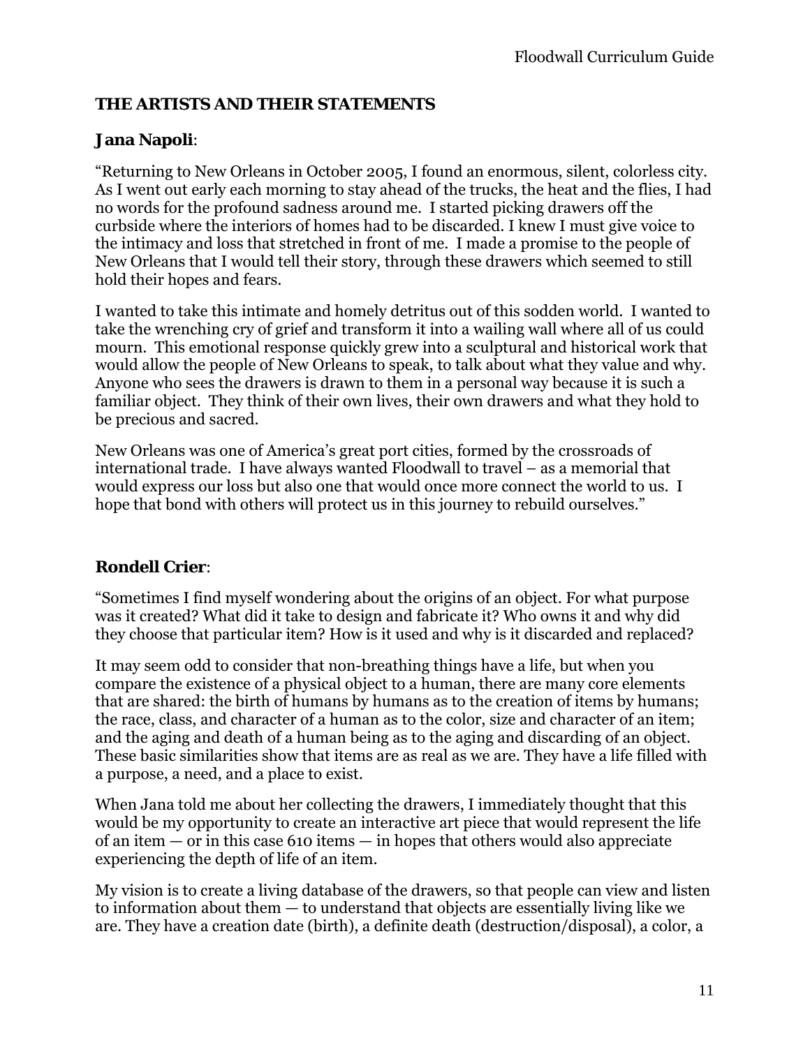## THE ARTISTS AND THEIR STATEMENTS

### Jana Napoli:

"Returning to New Orleans in October 2005, I found an enormous, silent, colorless city. As I went out early each morning to stay ahead of the trucks, the heat and the flies, I had no words for the profound sadness around me. I started picking drawers off the curbside where the interiors of homes had to be discarded. I knew I must give voice to the intimacy and loss that stretched in front of me. I made a promise to the people of New Orleans that I would tell their story, through these drawers which seemed to still hold their hopes and fears.

I wanted to take this intimate and homely detritus out of this sodden world. I wanted to take the wrenching cry of grief and transform it into a wailing wall where all of us could mourn. This emotional response quickly grew into a sculptural and historical work that would allow the people of New Orleans to speak, to talk about what they value and why. Anyone who sees the drawers is drawn to them in a personal way because it is such a familiar object. They think of their own lives, their own drawers and what they hold to be precious and sacred.

New Orleans was one of America's great port cities, formed by the crossroads of international trade. I have always wanted Floodwall to travel – as a memorial that would express our loss but also one that would once more connect the world to us. I hope that bond with others will protect us in this journey to rebuild ourselves."

### Rondell Crier:

"Sometimes I find myself wondering about the origins of an object. For what purpose was it created? What did it take to design and fabricate it? Who owns it and why did they choose that particular item? How is it used and why is it discarded and replaced?

It may seem odd to consider that non-breathing things have a life, but when you compare the existence of a physical object to a human, there are many core elements that are shared: the birth of humans by humans as to the creation of items by humans; the race, class, and character of a human as to the color, size and character of an item; and the aging and death of a human being as to the aging and discarding of an object. These basic similarities show that items are as real as we are. They have a life filled with a purpose, a need, and a place to exist.

When Jana told me about her collecting the drawers, I immediately thought that this would be my opportunity to create an interactive art piece that would represent the life of an item — or in this case 610 items — in hopes that others would also appreciate experiencing the depth of life of an item.

My vision is to create a living database of the drawers, so that people can view and listen to information about them — to understand that objects are essentially living like we are. They have a creation date (birth), a definite death (destruction/disposal), a color, a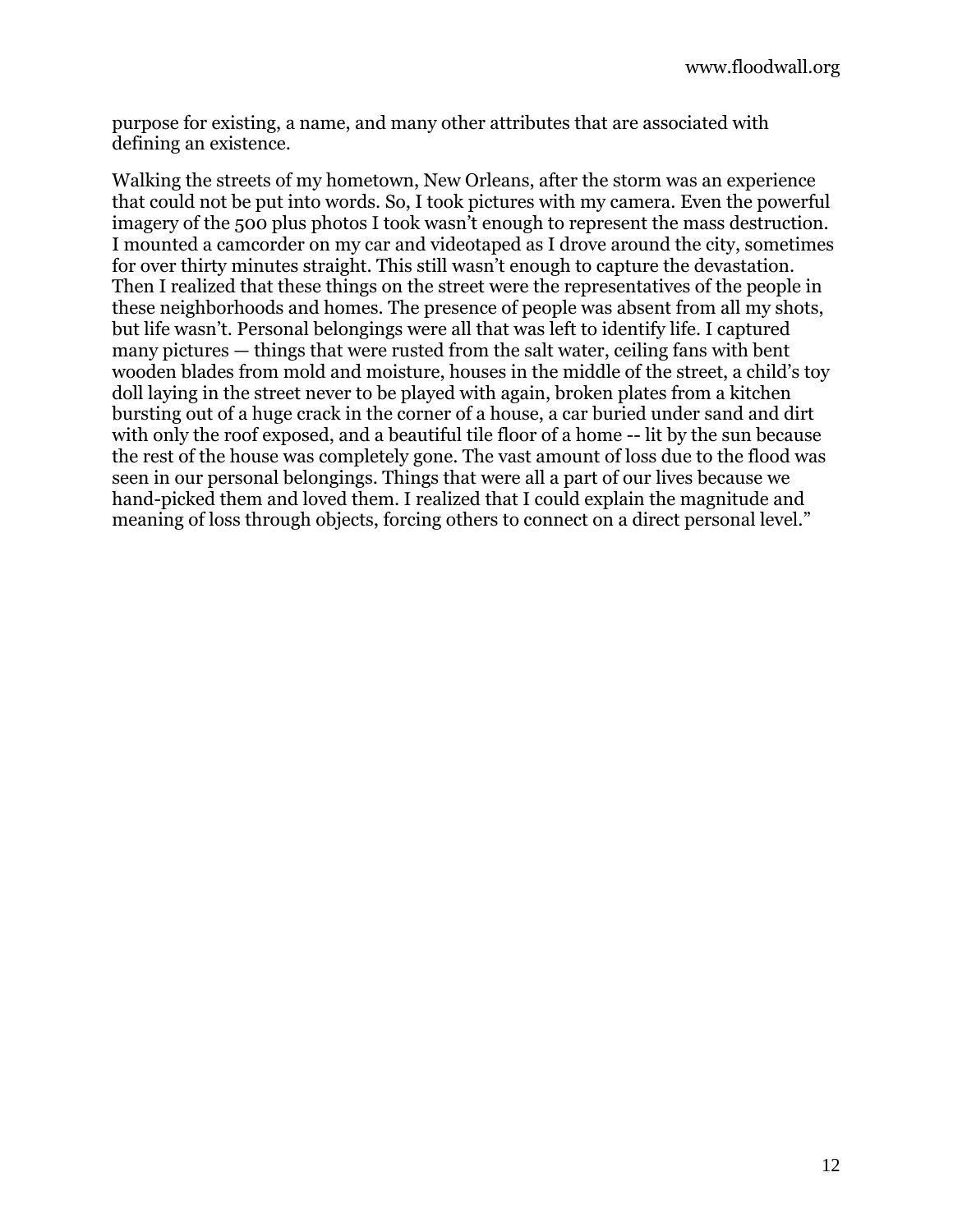purpose for existing, a name, and many other attributes that are associated with defining an existence.

Walking the streets of my hometown, New Orleans, after the storm was an experience that could not be put into words. So, I took pictures with my camera. Even the powerful imagery of the 500 plus photos I took wasn't enough to represent the mass destruction. I mounted a camcorder on my car and videotaped as I drove around the city, sometimes for over thirty minutes straight. This still wasn't enough to capture the devastation. Then I realized that these things on the street were the representatives of the people in these neighborhoods and homes. The presence of people was absent from all my shots, but life wasn't. Personal belongings were all that was left to identify life. I captured many pictures — things that were rusted from the salt water, ceiling fans with bent wooden blades from mold and moisture, houses in the middle of the street, a child's toy doll laying in the street never to be played with again, broken plates from a kitchen bursting out of a huge crack in the corner of a house, a car buried under sand and dirt with only the roof exposed, and a beautiful tile floor of a home -- lit by the sun because the rest of the house was completely gone. The vast amount of loss due to the flood was seen in our personal belongings. Things that were all a part of our lives because we hand-picked them and loved them. I realized that I could explain the magnitude and meaning of loss through objects, forcing others to connect on a direct personal level."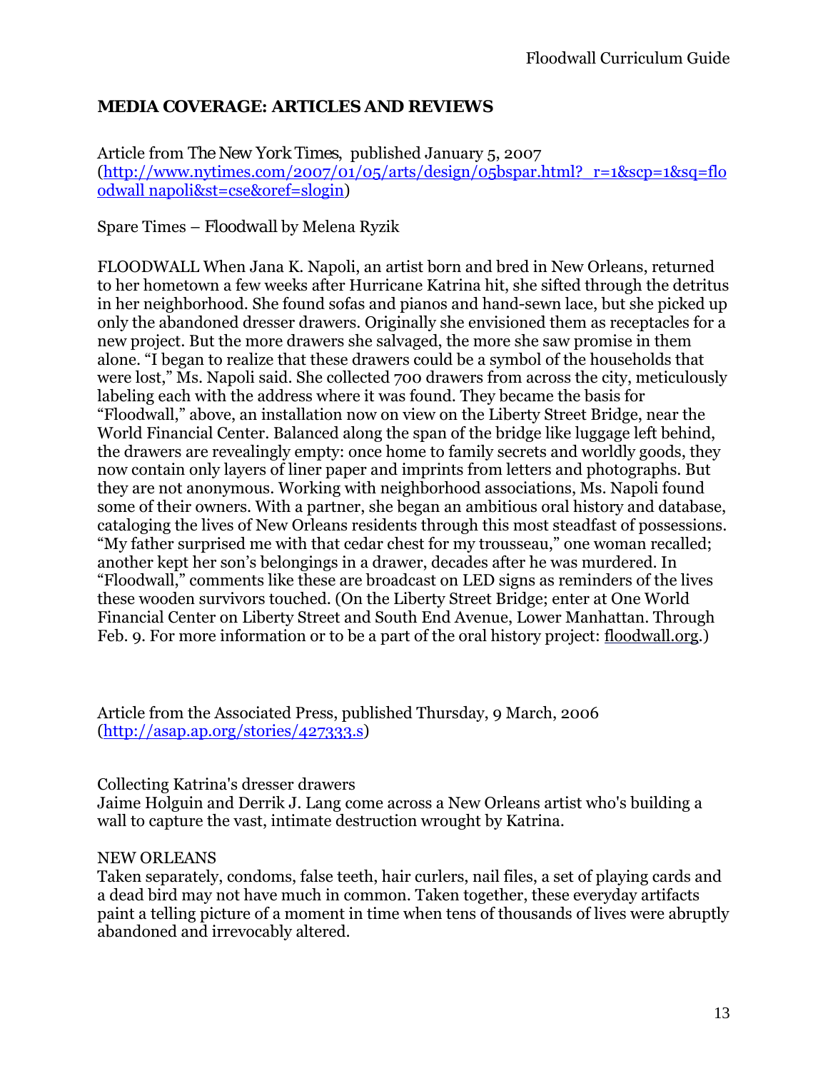## MEDIA COVERAGE: ARTICLES AND REVIEWS

Article from *The New York Times*, published January 5, 2007 ([http://www.nytimes.com/2007/01/05/arts/design/05bspar.html?_r=1&scp=1&sq=floodwall napoli&st=cse&oref=slogin](http://www.nytimes.com/2007/01/05/arts/design/05bspar.html?_r=1&scp=1&sq=floodwall%20napoli&st=cse&oref=slogin))

Spare Times – *Floodwall* by Melena Ryzik

FLOODWALL When Jana K. Napoli, an artist born and bred in New Orleans, returned to her hometown a few weeks after Hurricane Katrina hit, she sifted through the detritus in her neighborhood. She found sofas and pianos and hand-sewn lace, but she picked up only the abandoned dresser drawers. Originally she envisioned them as receptacles for a new project. But the more drawers she salvaged, the more she saw promise in them alone. "I began to realize that these drawers could be a symbol of the households that were lost," Ms. Napoli said. She collected 700 drawers from across the city, meticulously labeling each with the address where it was found. They became the basis for "Floodwall," above, an installation now on view on the Liberty Street Bridge, near the World Financial Center. Balanced along the span of the bridge like luggage left behind, the drawers are revealingly empty: once home to family secrets and worldly goods, they now contain only layers of liner paper and imprints from letters and photographs. But they are not anonymous. Working with neighborhood associations, Ms. Napoli found some of their owners. With a partner, she began an ambitious oral history and database, cataloging the lives of New Orleans residents through this most steadfast of possessions. "My father surprised me with that cedar chest for my trousseau," one woman recalled; another kept her son's belongings in a drawer, decades after he was murdered. In "Floodwall," comments like these are broadcast on LED signs as reminders of the lives these wooden survivors touched. (On the Liberty Street Bridge; enter at One World Financial Center on Liberty Street and South End Avenue, Lower Manhattan. Through Feb. 9. For more information or to be a part of the oral history project: [floodwall.org](http://floodwall.org).)

Article from the Associated Press, published Thursday, 9 March, 2006 ([http://asap.ap.org/stories/427333.s](http://asap.ap.org/stories/427333.s))

Collecting Katrina's dresser drawers
Jaime Holguin and Derrik J. Lang come across a New Orleans artist who's building a wall to capture the vast, intimate destruction wrought by Katrina.

NEW ORLEANS
Taken separately, condoms, false teeth, hair curlers, nail files, a set of playing cards and a dead bird may not have much in common. Taken together, these everyday artifacts paint a telling picture of a moment in time when tens of thousands of lives were abruptly abandoned and irrevocably altered.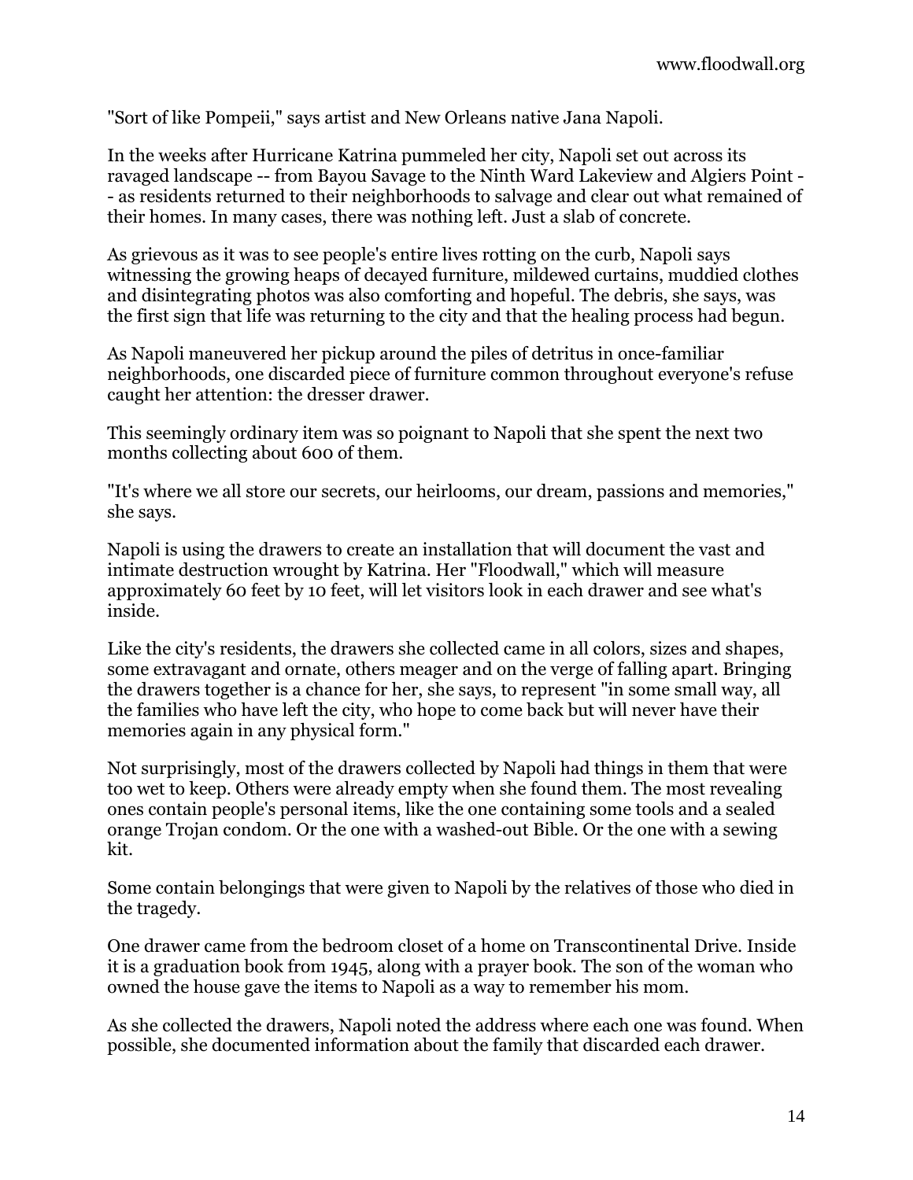"Sort of like Pompeii," says artist and New Orleans native Jana Napoli.

In the weeks after Hurricane Katrina pummeled her city, Napoli set out across its ravaged landscape -- from Bayou Savage to the Ninth Ward Lakeview and Algiers Point -- as residents returned to their neighborhoods to salvage and clear out what remained of their homes. In many cases, there was nothing left. Just a slab of concrete.

As grievous as it was to see people's entire lives rotting on the curb, Napoli says witnessing the growing heaps of decayed furniture, mildewed curtains, muddied clothes and disintegrating photos was also comforting and hopeful. The debris, she says, was the first sign that life was returning to the city and that the healing process had begun.

As Napoli maneuvered her pickup around the piles of detritus in once-familiar neighborhoods, one discarded piece of furniture common throughout everyone's refuse caught her attention: the dresser drawer.

This seemingly ordinary item was so poignant to Napoli that she spent the next two months collecting about 600 of them.

"It's where we all store our secrets, our heirlooms, our dream, passions and memories," she says.

Napoli is using the drawers to create an installation that will document the vast and intimate destruction wrought by Katrina. Her "Floodwall," which will measure approximately 60 feet by 10 feet, will let visitors look in each drawer and see what's inside.

Like the city's residents, the drawers she collected came in all colors, sizes and shapes, some extravagant and ornate, others meager and on the verge of falling apart. Bringing the drawers together is a chance for her, she says, to represent "in some small way, all the families who have left the city, who hope to come back but will never have their memories again in any physical form."

Not surprisingly, most of the drawers collected by Napoli had things in them that were too wet to keep. Others were already empty when she found them. The most revealing ones contain people's personal items, like the one containing some tools and a sealed orange Trojan condom. Or the one with a washed-out Bible. Or the one with a sewing kit.

Some contain belongings that were given to Napoli by the relatives of those who died in the tragedy.

One drawer came from the bedroom closet of a home on Transcontinental Drive. Inside it is a graduation book from 1945, along with a prayer book. The son of the woman who owned the house gave the items to Napoli as a way to remember his mom.

As she collected the drawers, Napoli noted the address where each one was found. When possible, she documented information about the family that discarded each drawer.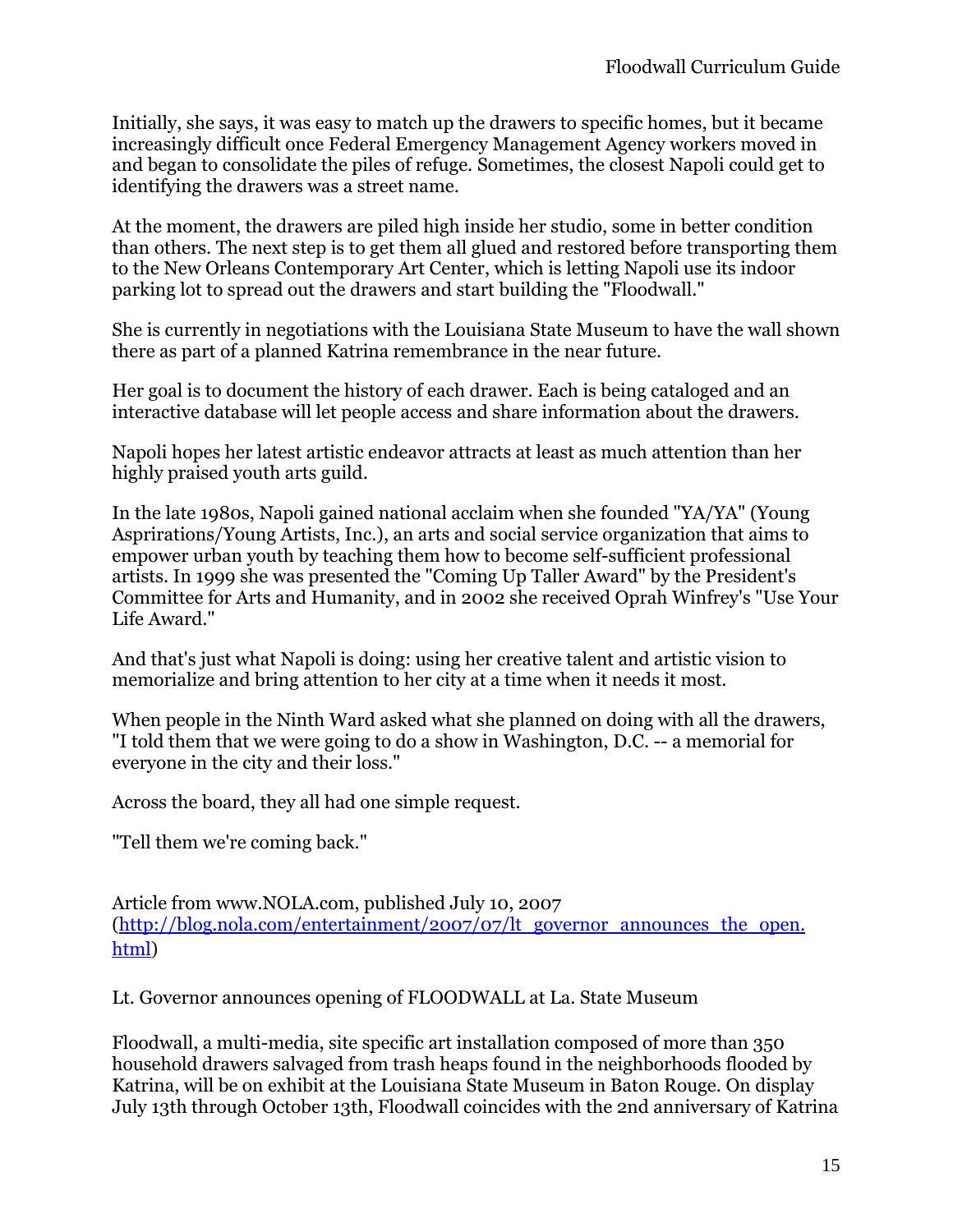Initially, she says, it was easy to match up the drawers to specific homes, but it became increasingly difficult once Federal Emergency Management Agency workers moved in and began to consolidate the piles of refuge. Sometimes, the closest Napoli could get to identifying the drawers was a street name.

At the moment, the drawers are piled high inside her studio, some in better condition than others. The next step is to get them all glued and restored before transporting them to the New Orleans Contemporary Art Center, which is letting Napoli use its indoor parking lot to spread out the drawers and start building the "Floodwall."

She is currently in negotiations with the Louisiana State Museum to have the wall shown there as part of a planned Katrina remembrance in the near future.

Her goal is to document the history of each drawer. Each is being cataloged and an interactive database will let people access and share information about the drawers.

Napoli hopes her latest artistic endeavor attracts at least as much attention than her highly praised youth arts guild.

In the late 1980s, Napoli gained national acclaim when she founded "YA/YA" (Young Asprirations/Young Artists, Inc.), an arts and social service organization that aims to empower urban youth by teaching them how to become self-sufficient professional artists. In 1999 she was presented the "Coming Up Taller Award" by the President's Committee for Arts and Humanity, and in 2002 she received Oprah Winfrey's "Use Your Life Award."

And that's just what Napoli is doing: using her creative talent and artistic vision to memorialize and bring attention to her city at a time when it needs it most.

When people in the Ninth Ward asked what she planned on doing with all the drawers, "I told them that we were going to do a show in Washington, D.C. -- a memorial for everyone in the city and their loss."

Across the board, they all had one simple request.

"Tell them we're coming back."

Article from www.NOLA.com, published July 10, 2007 ([http://blog.nola.com/entertainment/2007/07/lt_governor_announces_the_open.html](http://blog.nola.com/entertainment/2007/07/lt_governor_announces_the_open.html))

Lt. Governor announces opening of FLOODWALL at La. State Museum

Floodwall, a multi-media, site specific art installation composed of more than 350 household drawers salvaged from trash heaps found in the neighborhoods flooded by Katrina, will be on exhibit at the Louisiana State Museum in Baton Rouge. On display July 13th through October 13th, Floodwall coincides with the 2nd anniversary of Katrina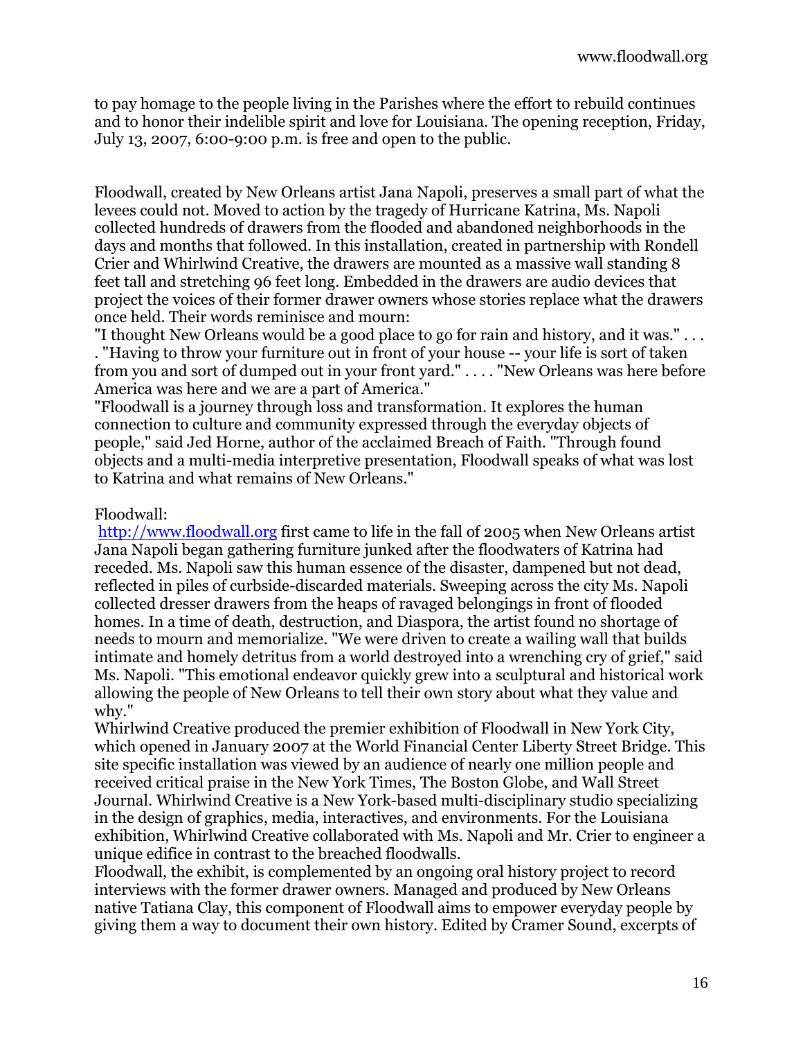to pay homage to the people living in the Parishes where the effort to rebuild continues and to honor their indelible spirit and love for Louisiana. The opening reception, Friday, July 13, 2007, 6:00-9:00 p.m. is free and open to the public.

Floodwall, created by New Orleans artist Jana Napoli, preserves a small part of what the levees could not. Moved to action by the tragedy of Hurricane Katrina, Ms. Napoli collected hundreds of drawers from the flooded and abandoned neighborhoods in the days and months that followed. In this installation, created in partnership with Rondell Crier and Whirlwind Creative, the drawers are mounted as a massive wall standing 8 feet tall and stretching 96 feet long. Embedded in the drawers are audio devices that project the voices of their former drawer owners whose stories replace what the drawers once held. Their words reminisce and mourn:

"I thought New Orleans would be a good place to go for rain and history, and it was." . . . . "Having to throw your furniture out in front of your house -- your life is sort of taken from you and sort of dumped out in your front yard." . . . . "New Orleans was here before America was here and we are a part of America."

"Floodwall is a journey through loss and transformation. It explores the human connection to culture and community expressed through the everyday objects of people," said Jed Horne, author of the acclaimed Breach of Faith. "Through found objects and a multi-media interpretive presentation, Floodwall speaks of what was lost to Katrina and what remains of New Orleans."

Floodwall:

http://www.floodwall.org first came to life in the fall of 2005 when New Orleans artist Jana Napoli began gathering furniture junked after the floodwaters of Katrina had receded. Ms. Napoli saw this human essence of the disaster, dampened but not dead, reflected in piles of curbside-discarded materials. Sweeping across the city Ms. Napoli collected dresser drawers from the heaps of ravaged belongings in front of flooded homes. In a time of death, destruction, and Diaspora, the artist found no shortage of needs to mourn and memorialize. "We were driven to create a wailing wall that builds intimate and homely detritus from a world destroyed into a wrenching cry of grief," said Ms. Napoli. "This emotional endeavor quickly grew into a sculptural and historical work allowing the people of New Orleans to tell their own story about what they value and why."

Whirlwind Creative produced the premier exhibition of Floodwall in New York City, which opened in January 2007 at the World Financial Center Liberty Street Bridge. This site specific installation was viewed by an audience of nearly one million people and received critical praise in the New York Times, The Boston Globe, and Wall Street Journal. Whirlwind Creative is a New York-based multi-disciplinary studio specializing in the design of graphics, media, interactives, and environments. For the Louisiana exhibition, Whirlwind Creative collaborated with Ms. Napoli and Mr. Crier to engineer a unique edifice in contrast to the breached floodwalls.

Floodwall, the exhibit, is complemented by an ongoing oral history project to record interviews with the former drawer owners. Managed and produced by New Orleans native Tatiana Clay, this component of Floodwall aims to empower everyday people by giving them a way to document their own history. Edited by Cramer Sound, excerpts of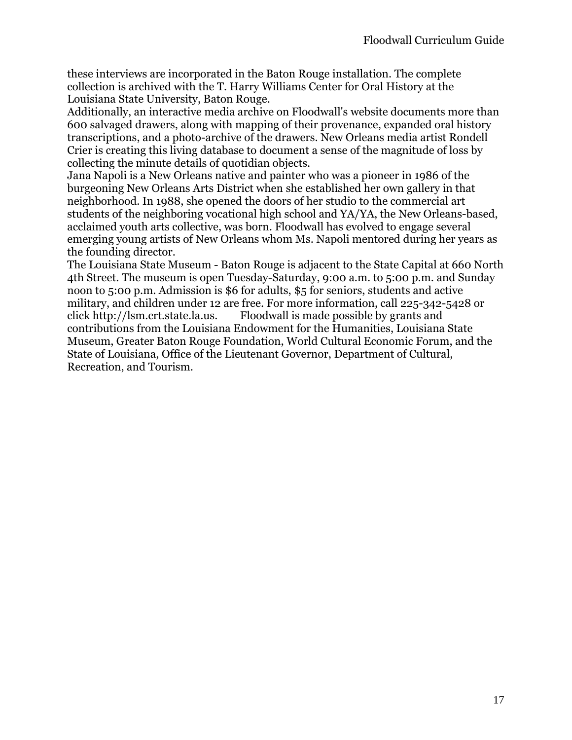these interviews are incorporated in the Baton Rouge installation. The complete collection is archived with the T. Harry Williams Center for Oral History at the Louisiana State University, Baton Rouge.

Additionally, an interactive media archive on Floodwall's website documents more than 600 salvaged drawers, along with mapping of their provenance, expanded oral history transcriptions, and a photo-archive of the drawers. New Orleans media artist Rondell Crier is creating this living database to document a sense of the magnitude of loss by collecting the minute details of quotidian objects.

Jana Napoli is a New Orleans native and painter who was a pioneer in 1986 of the burgeoning New Orleans Arts District when she established her own gallery in that neighborhood. In 1988, she opened the doors of her studio to the commercial art students of the neighboring vocational high school and YA/YA, the New Orleans-based, acclaimed youth arts collective, was born. Floodwall has evolved to engage several emerging young artists of New Orleans whom Ms. Napoli mentored during her years as the founding director.

The Louisiana State Museum - Baton Rouge is adjacent to the State Capital at 660 North 4th Street. The museum is open Tuesday-Saturday, 9:00 a.m. to 5:00 p.m. and Sunday noon to 5:00 p.m. Admission is $6 for adults, $5 for seniors, students and active military, and children under 12 are free. For more information, call 225-342-5428 or click http://lsm.crt.state.la.us. Floodwall is made possible by grants and contributions from the Louisiana Endowment for the Humanities, Louisiana State Museum, Greater Baton Rouge Foundation, World Cultural Economic Forum, and the State of Louisiana, Office of the Lieutenant Governor, Department of Cultural, Recreation, and Tourism.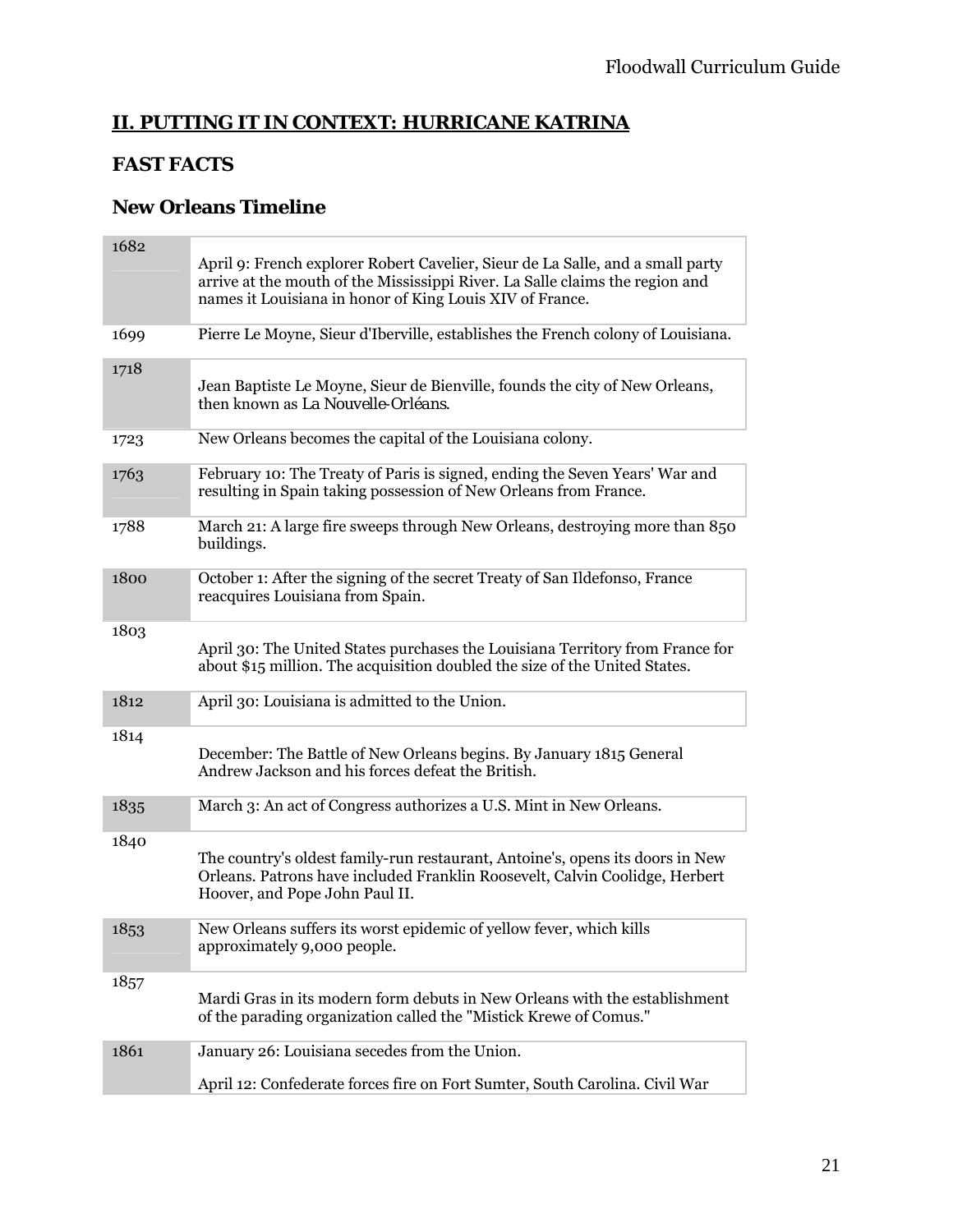## II. PUTTING IT IN CONTEXT: HURRICANE KATRINA

## FAST FACTS

### New Orleans Timeline

| Year | Event |
|---|---|
| 1682 | April 9: French explorer Robert Cavelier, Sieur de La Salle, and a small party arrive at the mouth of the Mississippi River. La Salle claims the region and names it Louisiana in honor of King Louis XIV of France. |
| 1699 | Pierre Le Moyne, Sieur d'Iberville, establishes the French colony of Louisiana. |
| 1718 | Jean Baptiste Le Moyne, Sieur de Bienville, founds the city of New Orleans, then known as La Nouvelle-Orléans. |
| 1723 | New Orleans becomes the capital of the Louisiana colony. |
| 1763 | February 10: The Treaty of Paris is signed, ending the Seven Years' War and resulting in Spain taking possession of New Orleans from France. |
| 1788 | March 21: A large fire sweeps through New Orleans, destroying more than 850 buildings. |
| 1800 | October 1: After the signing of the secret Treaty of San Ildefonso, France reacquires Louisiana from Spain. |
| 1803 | April 30: The United States purchases the Louisiana Territory from France for about $15 million. The acquisition doubled the size of the United States. |
| 1812 | April 30: Louisiana is admitted to the Union. |
| 1814 | December: The Battle of New Orleans begins. By January 1815 General Andrew Jackson and his forces defeat the British. |
| 1835 | March 3: An act of Congress authorizes a U.S. Mint in New Orleans. |
| 1840 | The country's oldest family-run restaurant, Antoine's, opens its doors in New Orleans. Patrons have included Franklin Roosevelt, Calvin Coolidge, Herbert Hoover, and Pope John Paul II. |
| 1853 | New Orleans suffers its worst epidemic of yellow fever, which kills approximately 9,000 people. |
| 1857 | Mardi Gras in its modern form debuts in New Orleans with the establishment of the parading organization called the "Mistick Krewe of Comus." |
| 1861 | January 26: Louisiana secedes from the Union.<br><br>April 12: Confederate forces fire on Fort Sumter, South Carolina. Civil War |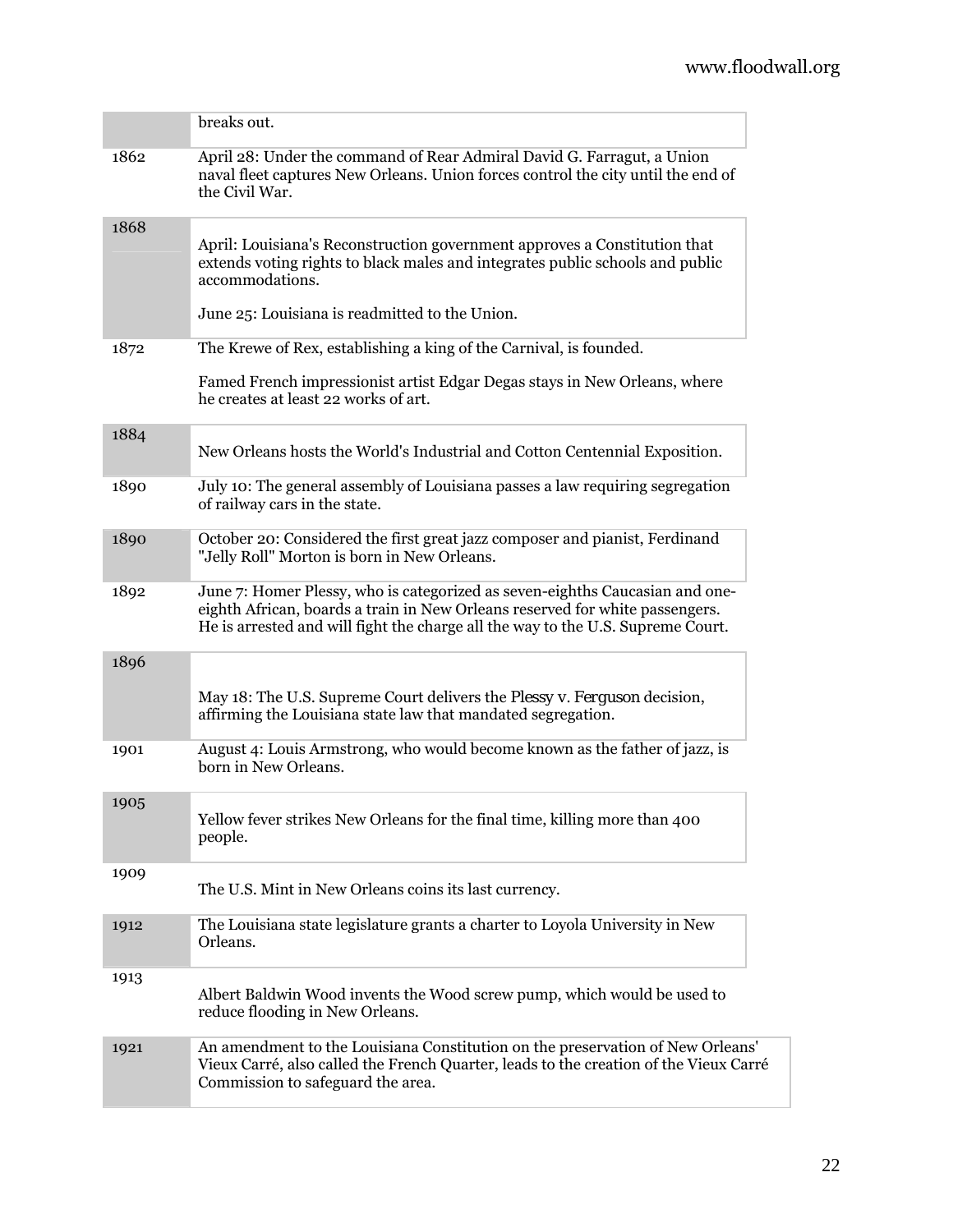| | |
|---|---|
| | breaks out. |
| 1862 | April 28: Under the command of Rear Admiral David G. Farragut, a Union naval fleet captures New Orleans. Union forces control the city until the end of the Civil War. |
| 1868 | April: Louisiana's Reconstruction government approves a Constitution that extends voting rights to black males and integrates public schools and public accommodations.<br><br>June 25: Louisiana is readmitted to the Union. |
| 1872 | The Krewe of Rex, establishing a king of the Carnival, is founded.<br><br>Famed French impressionist artist Edgar Degas stays in New Orleans, where he creates at least 22 works of art. |
| 1884 | New Orleans hosts the World's Industrial and Cotton Centennial Exposition. |
| 1890 | July 10: The general assembly of Louisiana passes a law requiring segregation of railway cars in the state. |
| 1890 | October 20: Considered the first great jazz composer and pianist, Ferdinand "Jelly Roll" Morton is born in New Orleans. |
| 1892 | June 7: Homer Plessy, who is categorized as seven-eighths Caucasian and one-eighth African, boards a train in New Orleans reserved for white passengers. He is arrested and will fight the charge all the way to the U.S. Supreme Court. |
| 1896 | May 18: The U.S. Supreme Court delivers the *Plessy v. Ferguson* decision, affirming the Louisiana state law that mandated segregation. |
| 1901 | August 4: Louis Armstrong, who would become known as the father of jazz, is born in New Orleans. |
| 1905 | Yellow fever strikes New Orleans for the final time, killing more than 400 people. |
| 1909 | The U.S. Mint in New Orleans coins its last currency. |
| 1912 | The Louisiana state legislature grants a charter to Loyola University in New Orleans. |
| 1913 | Albert Baldwin Wood invents the Wood screw pump, which would be used to reduce flooding in New Orleans. |
| 1921 | An amendment to the Louisiana Constitution on the preservation of New Orleans' Vieux Carré, also called the French Quarter, leads to the creation of the Vieux Carré Commission to safeguard the area. |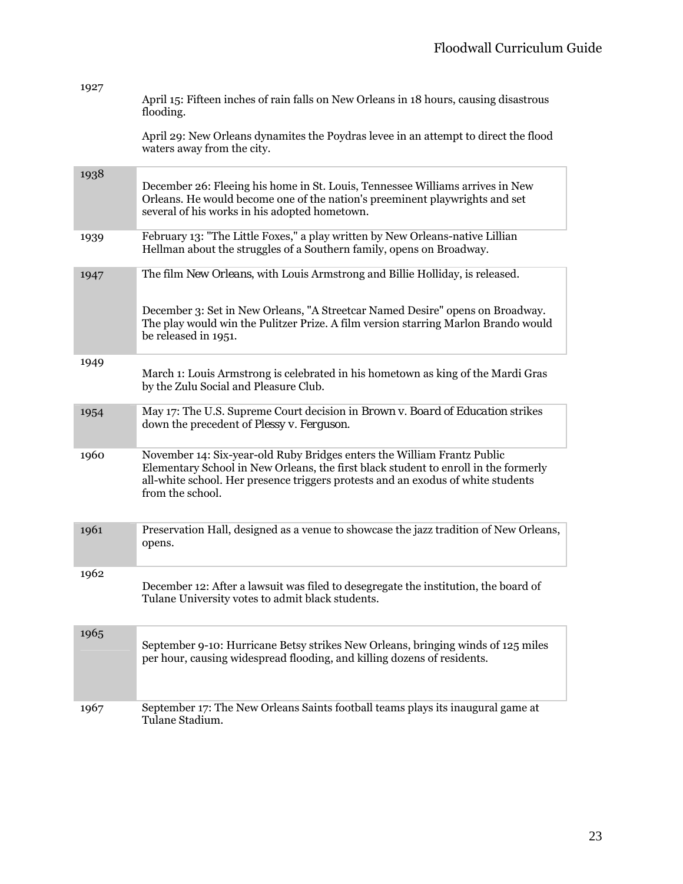| | |
|---|---|
| 1927 | April 15: Fifteen inches of rain falls on New Orleans in 18 hours, causing disastrous flooding.<br><br>April 29: New Orleans dynamites the Poydras levee in an attempt to direct the flood waters away from the city. |
| 1938 | December 26: Fleeing his home in St. Louis, Tennessee Williams arrives in New Orleans. He would become one of the nation's preeminent playwrights and set several of his works in his adopted hometown. |
| 1939 | February 13: "The Little Foxes," a play written by New Orleans-native Lillian Hellman about the struggles of a Southern family, opens on Broadway. |
| 1947 | The film *New Orleans*, with Louis Armstrong and Billie Holliday, is released.<br><br>December 3: Set in New Orleans, "A Streetcar Named Desire" opens on Broadway. The play would win the Pulitzer Prize. A film version starring Marlon Brando would be released in 1951. |
| 1949 | March 1: Louis Armstrong is celebrated in his hometown as king of the Mardi Gras by the Zulu Social and Pleasure Club. |
| 1954 | May 17: The U.S. Supreme Court decision in *Brown v. Board of Education* strikes down the precedent of *Plessy v. Ferguson*. |
| 1960 | November 14: Six-year-old Ruby Bridges enters the William Frantz Public Elementary School in New Orleans, the first black student to enroll in the formerly all-white school. Her presence triggers protests and an exodus of white students from the school. |
| 1961 | Preservation Hall, designed as a venue to showcase the jazz tradition of New Orleans, opens. |
| 1962 | December 12: After a lawsuit was filed to desegregate the institution, the board of Tulane University votes to admit black students. |
| 1965 | September 9-10: Hurricane Betsy strikes New Orleans, bringing winds of 125 miles per hour, causing widespread flooding, and killing dozens of residents. |
| 1967 | September 17: The New Orleans Saints football teams plays its inaugural game at Tulane Stadium. |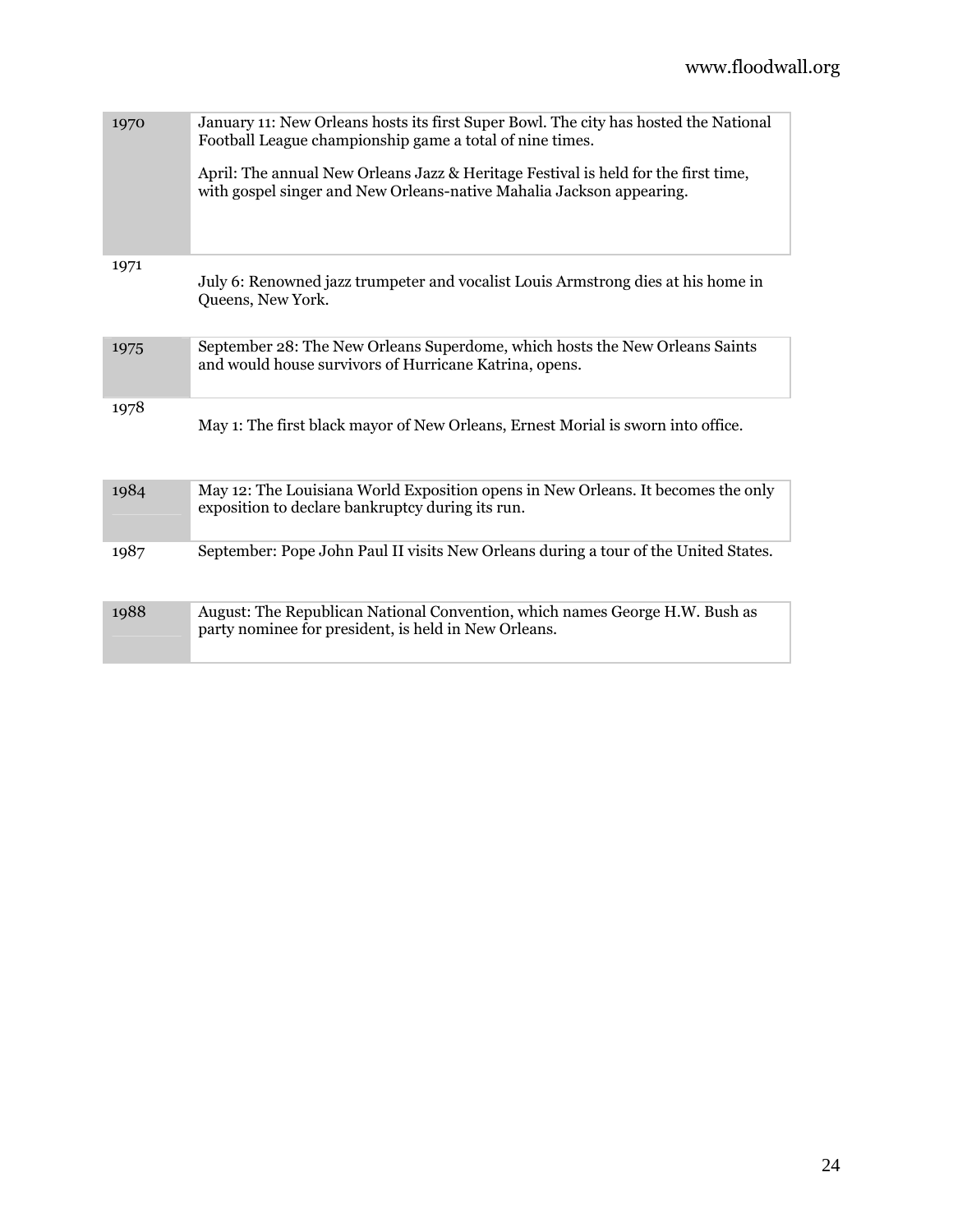| | |
|---|---|
| 1970 | January 11: New Orleans hosts its first Super Bowl. The city has hosted the National Football League championship game a total of nine times.<br><br>April: The annual New Orleans Jazz & Heritage Festival is held for the first time, with gospel singer and New Orleans-native Mahalia Jackson appearing. |
| 1971 | July 6: Renowned jazz trumpeter and vocalist Louis Armstrong dies at his home in Queens, New York. |
| 1975 | September 28: The New Orleans Superdome, which hosts the New Orleans Saints and would house survivors of Hurricane Katrina, opens. |
| 1978 | May 1: The first black mayor of New Orleans, Ernest Morial is sworn into office. |
| 1984 | May 12: The Louisiana World Exposition opens in New Orleans. It becomes the only exposition to declare bankruptcy during its run. |
| 1987 | September: Pope John Paul II visits New Orleans during a tour of the United States. |
| 1988 | August: The Republican National Convention, which names George H.W. Bush as party nominee for president, is held in New Orleans. |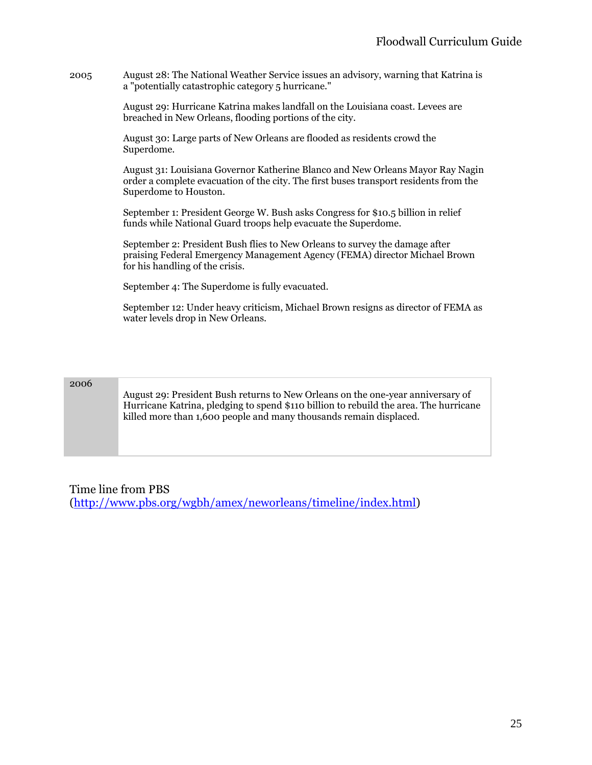| | |
|---|---|
| 2005 | August 28: The National Weather Service issues an advisory, warning that Katrina is a "potentially catastrophic category 5 hurricane."<br><br>August 29: Hurricane Katrina makes landfall on the Louisiana coast. Levees are breached in New Orleans, flooding portions of the city.<br><br>August 30: Large parts of New Orleans are flooded as residents crowd the Superdome.<br><br>August 31: Louisiana Governor Katherine Blanco and New Orleans Mayor Ray Nagin order a complete evacuation of the city. The first buses transport residents from the Superdome to Houston.<br><br>September 1: President George W. Bush asks Congress for $10.5 billion in relief funds while National Guard troops help evacuate the Superdome.<br><br>September 2: President Bush flies to New Orleans to survey the damage after praising Federal Emergency Management Agency (FEMA) director Michael Brown for his handling of the crisis.<br><br>September 4: The Superdome is fully evacuated.<br><br>September 12: Under heavy criticism, Michael Brown resigns as director of FEMA as water levels drop in New Orleans. |
| 2006 | August 29: President Bush returns to New Orleans on the one-year anniversary of Hurricane Katrina, pledging to spend $110 billion to rebuild the area. The hurricane killed more than 1,600 people and many thousands remain displaced. |

Time line from PBS
(http://www.pbs.org/wgbh/amex/neworleans/timeline/index.html)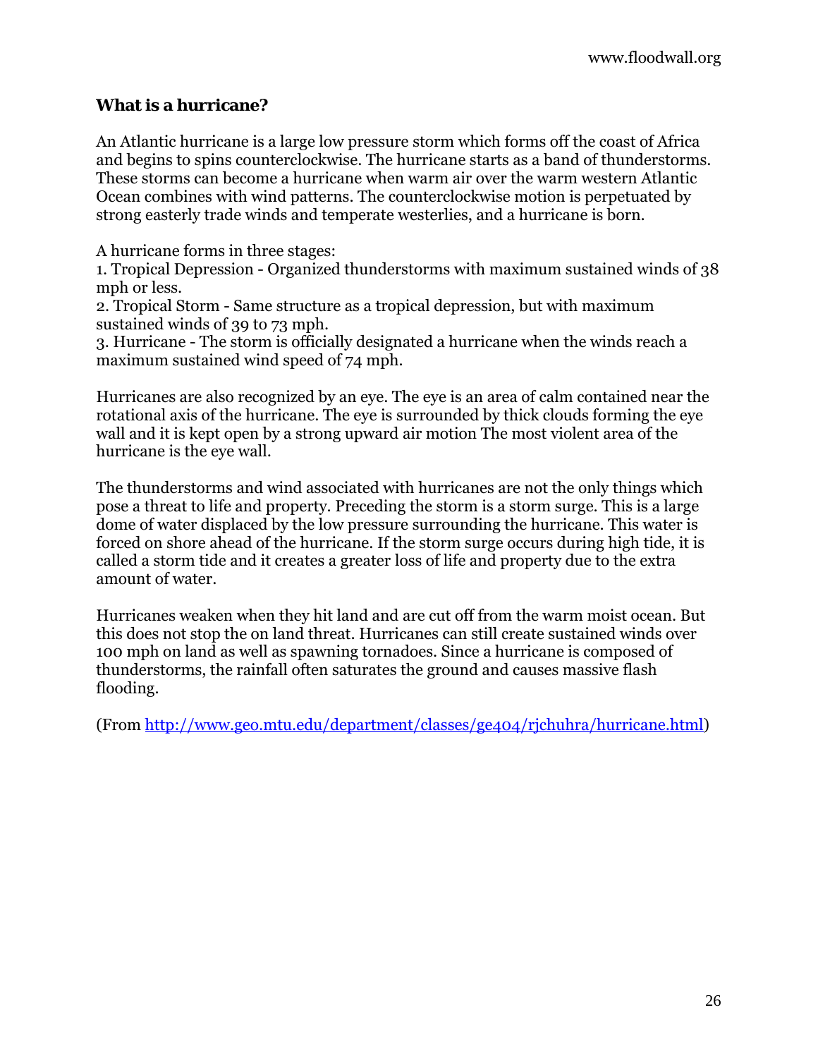## What is a hurricane?

An Atlantic hurricane is a large low pressure storm which forms off the coast of Africa and begins to spins counterclockwise. The hurricane starts as a band of thunderstorms. These storms can become a hurricane when warm air over the warm western Atlantic Ocean combines with wind patterns. The counterclockwise motion is perpetuated by strong easterly trade winds and temperate westerlies, and a hurricane is born.

A hurricane forms in three stages:

1. Tropical Depression - Organized thunderstorms with maximum sustained winds of 38 mph or less.
2. Tropical Storm - Same structure as a tropical depression, but with maximum sustained winds of 39 to 73 mph.
3. Hurricane - The storm is officially designated a hurricane when the winds reach a maximum sustained wind speed of 74 mph.

Hurricanes are also recognized by an eye. The eye is an area of calm contained near the rotational axis of the hurricane. The eye is surrounded by thick clouds forming the eye wall and it is kept open by a strong upward air motion The most violent area of the hurricane is the eye wall.

The thunderstorms and wind associated with hurricanes are not the only things which pose a threat to life and property. Preceding the storm is a storm surge. This is a large dome of water displaced by the low pressure surrounding the hurricane. This water is forced on shore ahead of the hurricane. If the storm surge occurs during high tide, it is called a storm tide and it creates a greater loss of life and property due to the extra amount of water.

Hurricanes weaken when they hit land and are cut off from the warm moist ocean. But this does not stop the on land threat. Hurricanes can still create sustained winds over 100 mph on land as well as spawning tornadoes. Since a hurricane is composed of thunderstorms, the rainfall often saturates the ground and causes massive flash flooding.

(From [http://www.geo.mtu.edu/department/classes/ge404/rjchuhra/hurricane.html](http://www.geo.mtu.edu/department/classes/ge404/rjchuhra/hurricane.html))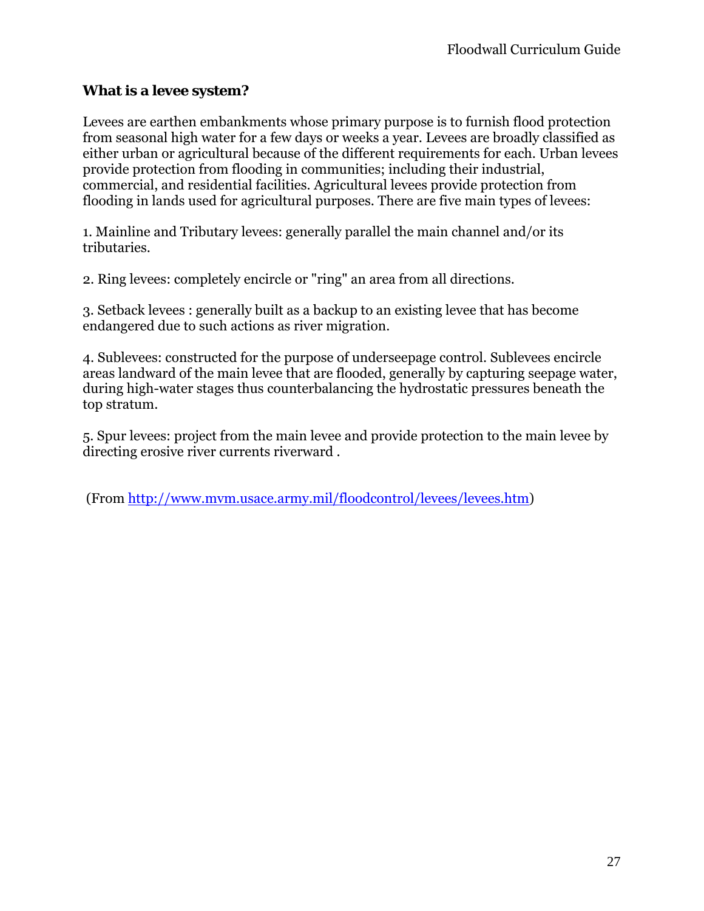### What is a levee system?

Levees are earthen embankments whose primary purpose is to furnish flood protection from seasonal high water for a few days or weeks a year. Levees are broadly classified as either urban or agricultural because of the different requirements for each. Urban levees provide protection from flooding in communities; including their industrial, commercial, and residential facilities. Agricultural levees provide protection from flooding in lands used for agricultural purposes. There are five main types of levees:

1. Mainline and Tributary levees: generally parallel the main channel and/or its tributaries.

2. Ring levees: completely encircle or "ring" an area from all directions.

3. Setback levees : generally built as a backup to an existing levee that has become endangered due to such actions as river migration.

4. Sublevees: constructed for the purpose of underseepage control. Sublevees encircle areas landward of the main levee that are flooded, generally by capturing seepage water, during high-water stages thus counterbalancing the hydrostatic pressures beneath the top stratum.

5. Spur levees: project from the main levee and provide protection to the main levee by directing erosive river currents riverward .

(From http://www.mvm.usace.army.mil/floodcontrol/levees/levees.htm)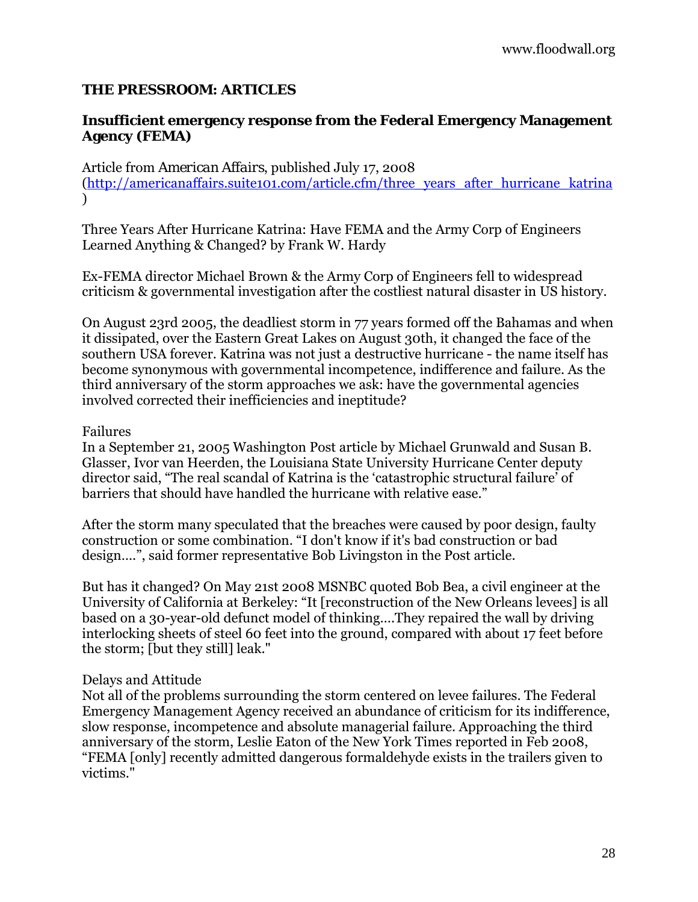## THE PRESSROOM: ARTICLES

### Insufficient emergency response from the Federal Emergency Management Agency (FEMA)

Article from *American Affairs*, published July 17, 2008
(http://americanaffairs.suite101.com/article.cfm/three_years_after_hurricane_katrina)

Three Years After Hurricane Katrina: Have FEMA and the Army Corp of Engineers Learned Anything & Changed? by Frank W. Hardy

Ex-FEMA director Michael Brown & the Army Corp of Engineers fell to widespread criticism & governmental investigation after the costliest natural disaster in US history.

On August 23rd 2005, the deadliest storm in 77 years formed off the Bahamas and when it dissipated, over the Eastern Great Lakes on August 30th, it changed the face of the southern USA forever. Katrina was not just a destructive hurricane - the name itself has become synonymous with governmental incompetence, indifference and failure. As the third anniversary of the storm approaches we ask: have the governmental agencies involved corrected their inefficiencies and ineptitude?

Failures
In a September 21, 2005 Washington Post article by Michael Grunwald and Susan B. Glasser, Ivor van Heerden, the Louisiana State University Hurricane Center deputy director said, "The real scandal of Katrina is the 'catastrophic structural failure' of barriers that should have handled the hurricane with relative ease."

After the storm many speculated that the breaches were caused by poor design, faulty construction or some combination. "I don't know if it's bad construction or bad design....", said former representative Bob Livingston in the Post article.

But has it changed? On May 21st 2008 MSNBC quoted Bob Bea, a civil engineer at the University of California at Berkeley: "It [reconstruction of the New Orleans levees] is all based on a 30-year-old defunct model of thinking....They repaired the wall by driving interlocking sheets of steel 60 feet into the ground, compared with about 17 feet before the storm; [but they still] leak."

Delays and Attitude
Not all of the problems surrounding the storm centered on levee failures. The Federal Emergency Management Agency received an abundance of criticism for its indifference, slow response, incompetence and absolute managerial failure. Approaching the third anniversary of the storm, Leslie Eaton of the New York Times reported in Feb 2008, "FEMA [only] recently admitted dangerous formaldehyde exists in the trailers given to victims."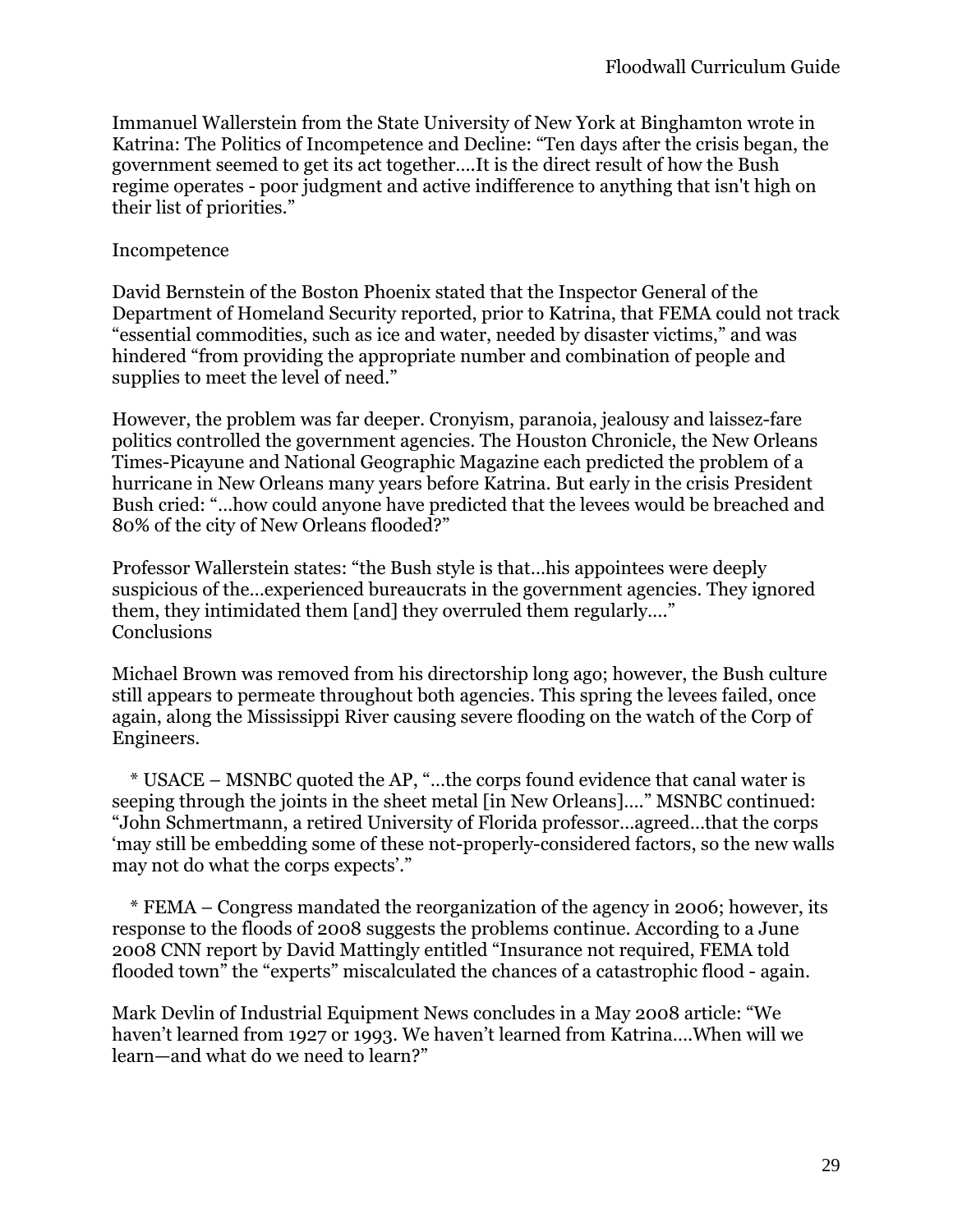Immanuel Wallerstein from the State University of New York at Binghamton wrote in Katrina: The Politics of Incompetence and Decline: “Ten days after the crisis began, the government seemed to get its act together….It is the direct result of how the Bush regime operates - poor judgment and active indifference to anything that isn't high on their list of priorities.”

## Incompetence

David Bernstein of the Boston Phoenix stated that the Inspector General of the Department of Homeland Security reported, prior to Katrina, that FEMA could not track “essential commodities, such as ice and water, needed by disaster victims,” and was hindered “from providing the appropriate number and combination of people and supplies to meet the level of need.”

However, the problem was far deeper. Cronyism, paranoia, jealousy and laissez-fare politics controlled the government agencies. The Houston Chronicle, the New Orleans Times-Picayune and National Geographic Magazine each predicted the problem of a hurricane in New Orleans many years before Katrina. But early in the crisis President Bush cried: “…how could anyone have predicted that the levees would be breached and 80% of the city of New Orleans flooded?”

Professor Wallerstein states: “the Bush style is that…his appointees were deeply suspicious of the…experienced bureaucrats in the government agencies. They ignored them, they intimidated them [and] they overruled them regularly….”

## Conclusions

Michael Brown was removed from his directorship long ago; however, the Bush culture still appears to permeate throughout both agencies. This spring the levees failed, once again, along the Mississippi River causing severe flooding on the watch of the Corp of Engineers.

* USACE – MSNBC quoted the AP, “…the corps found evidence that canal water is seeping through the joints in the sheet metal [in New Orleans]….” MSNBC continued: “John Schmertmann, a retired University of Florida professor…agreed…that the corps ‘may still be embedding some of these not-properly-considered factors, so the new walls may not do what the corps expects’.”

* FEMA – Congress mandated the reorganization of the agency in 2006; however, its response to the floods of 2008 suggests the problems continue. According to a June 2008 CNN report by David Mattingly entitled “Insurance not required, FEMA told flooded town” the “experts” miscalculated the chances of a catastrophic flood - again.

Mark Devlin of Industrial Equipment News concludes in a May 2008 article: “We haven’t learned from 1927 or 1993. We haven’t learned from Katrina….When will we learn—and what do we need to learn?”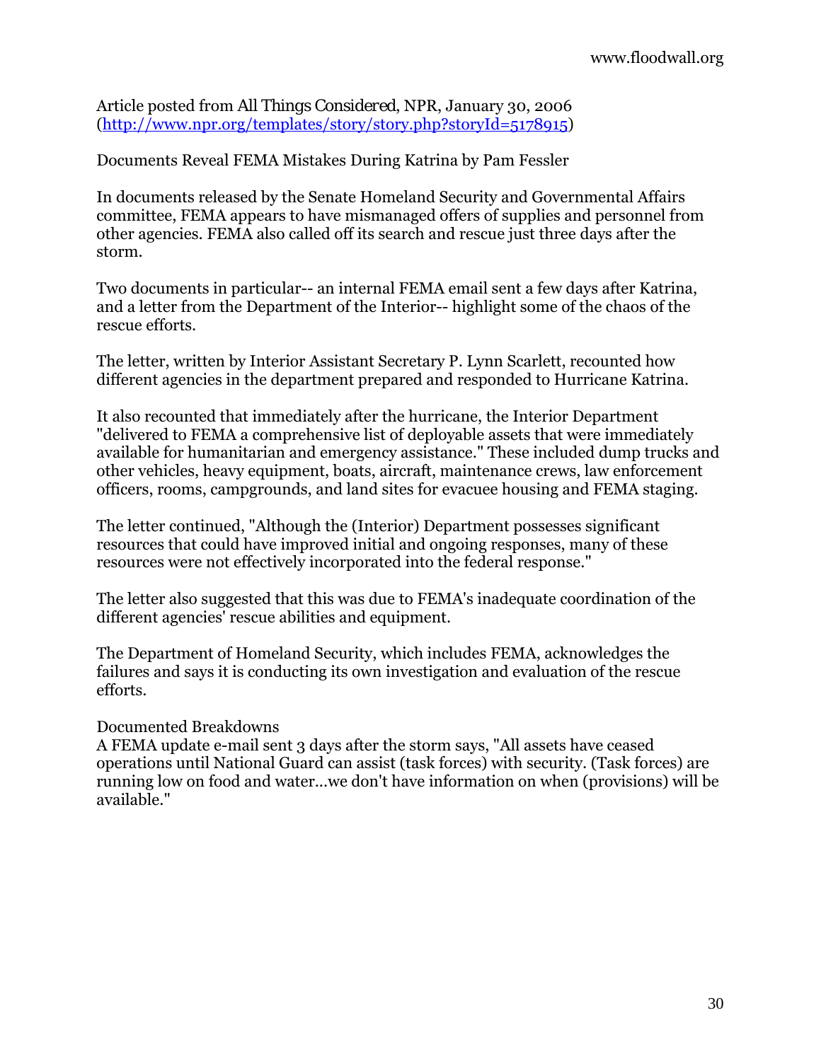Article posted from *All Things Considered*, NPR, January 30, 2006 (http://www.npr.org/templates/story/story.php?storyId=5178915)

Documents Reveal FEMA Mistakes During Katrina by Pam Fessler

In documents released by the Senate Homeland Security and Governmental Affairs committee, FEMA appears to have mismanaged offers of supplies and personnel from other agencies. FEMA also called off its search and rescue just three days after the storm.

Two documents in particular-- an internal FEMA email sent a few days after Katrina, and a letter from the Department of the Interior-- highlight some of the chaos of the rescue efforts.

The letter, written by Interior Assistant Secretary P. Lynn Scarlett, recounted how different agencies in the department prepared and responded to Hurricane Katrina.

It also recounted that immediately after the hurricane, the Interior Department "delivered to FEMA a comprehensive list of deployable assets that were immediately available for humanitarian and emergency assistance." These included dump trucks and other vehicles, heavy equipment, boats, aircraft, maintenance crews, law enforcement officers, rooms, campgrounds, and land sites for evacuee housing and FEMA staging.

The letter continued, "Although the (Interior) Department possesses significant resources that could have improved initial and ongoing responses, many of these resources were not effectively incorporated into the federal response."

The letter also suggested that this was due to FEMA's inadequate coordination of the different agencies' rescue abilities and equipment.

The Department of Homeland Security, which includes FEMA, acknowledges the failures and says it is conducting its own investigation and evaluation of the rescue efforts.

Documented Breakdowns

A FEMA update e-mail sent 3 days after the storm says, "All assets have ceased operations until National Guard can assist (task forces) with security. (Task forces) are running low on food and water...we don't have information on when (provisions) will be available."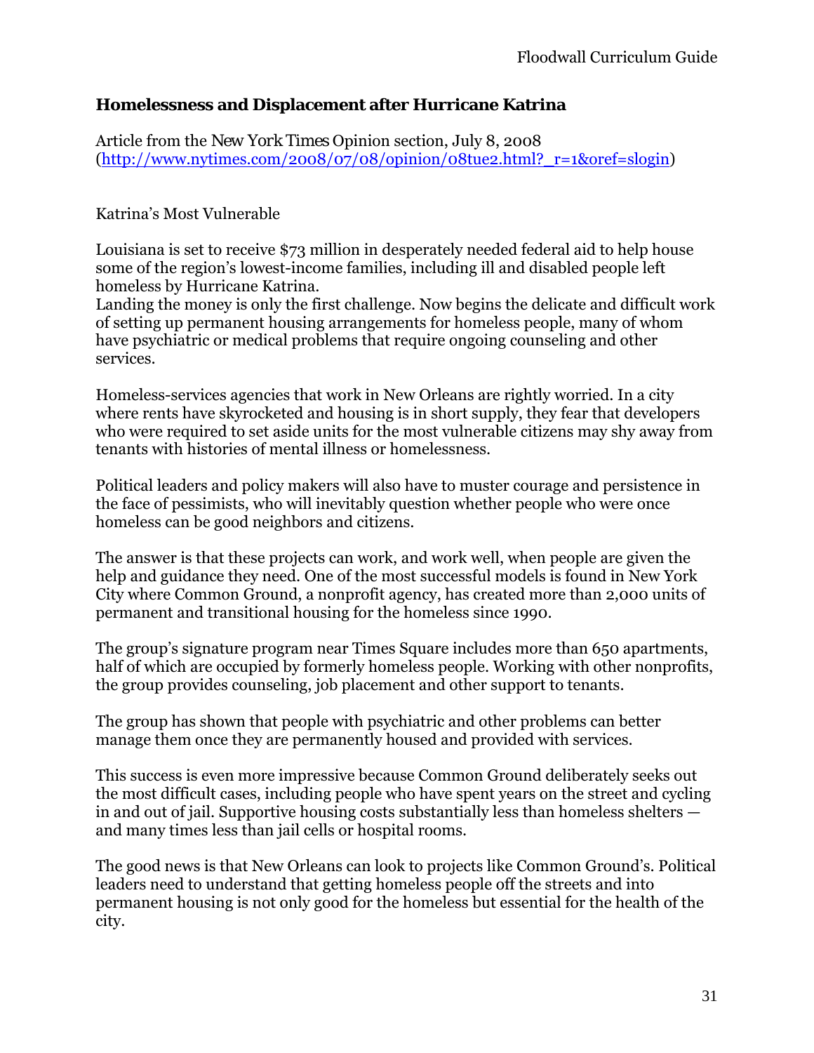## Homelessness and Displacement after Hurricane Katrina

Article from the *New York Times* Opinion section, July 8, 2008 (http://www.nytimes.com/2008/07/08/opinion/08tue2.html?_r=1&oref=slogin)

Katrina's Most Vulnerable

Louisiana is set to receive $73 million in desperately needed federal aid to help house some of the region's lowest-income families, including ill and disabled people left homeless by Hurricane Katrina.
Landing the money is only the first challenge. Now begins the delicate and difficult work of setting up permanent housing arrangements for homeless people, many of whom have psychiatric or medical problems that require ongoing counseling and other services.

Homeless-services agencies that work in New Orleans are rightly worried. In a city where rents have skyrocketed and housing is in short supply, they fear that developers who were required to set aside units for the most vulnerable citizens may shy away from tenants with histories of mental illness or homelessness.

Political leaders and policy makers will also have to muster courage and persistence in the face of pessimists, who will inevitably question whether people who were once homeless can be good neighbors and citizens.

The answer is that these projects can work, and work well, when people are given the help and guidance they need. One of the most successful models is found in New York City where Common Ground, a nonprofit agency, has created more than 2,000 units of permanent and transitional housing for the homeless since 1990.

The group's signature program near Times Square includes more than 650 apartments, half of which are occupied by formerly homeless people. Working with other nonprofits, the group provides counseling, job placement and other support to tenants.

The group has shown that people with psychiatric and other problems can better manage them once they are permanently housed and provided with services.

This success is even more impressive because Common Ground deliberately seeks out the most difficult cases, including people who have spent years on the street and cycling in and out of jail. Supportive housing costs substantially less than homeless shelters — and many times less than jail cells or hospital rooms.

The good news is that New Orleans can look to projects like Common Ground's. Political leaders need to understand that getting homeless people off the streets and into permanent housing is not only good for the homeless but essential for the health of the city.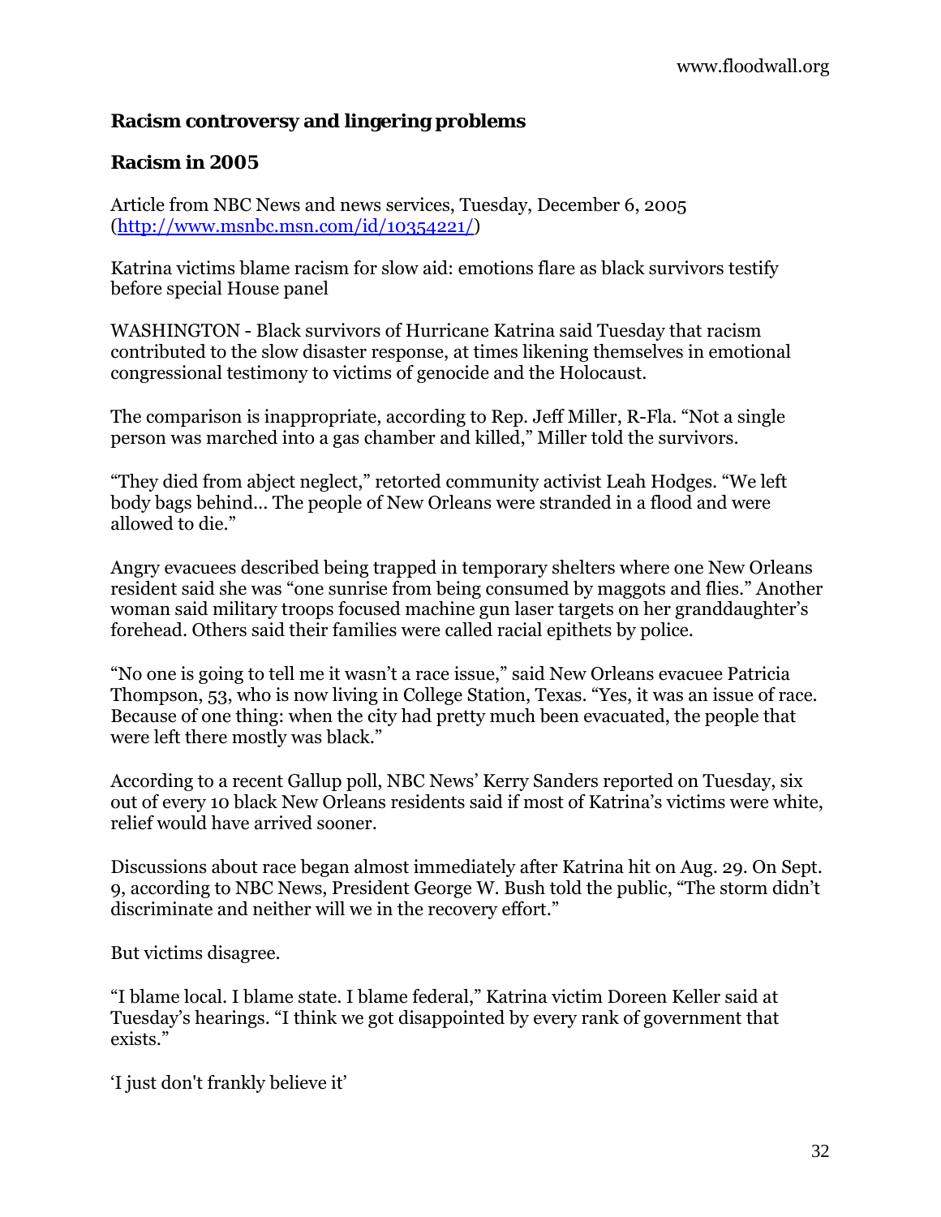## Racism controversy and lingering problems

## Racism in 2005

Article from NBC News and news services, Tuesday, December 6, 2005 (http://www.msnbc.msn.com/id/10354221/)

Katrina victims blame racism for slow aid: emotions flare as black survivors testify before special House panel

WASHINGTON - Black survivors of Hurricane Katrina said Tuesday that racism contributed to the slow disaster response, at times likening themselves in emotional congressional testimony to victims of genocide and the Holocaust.

The comparison is inappropriate, according to Rep. Jeff Miller, R-Fla. "Not a single person was marched into a gas chamber and killed," Miller told the survivors.

"They died from abject neglect," retorted community activist Leah Hodges. "We left body bags behind… The people of New Orleans were stranded in a flood and were allowed to die."

Angry evacuees described being trapped in temporary shelters where one New Orleans resident said she was "one sunrise from being consumed by maggots and flies." Another woman said military troops focused machine gun laser targets on her granddaughter's forehead. Others said their families were called racial epithets by police.

"No one is going to tell me it wasn't a race issue," said New Orleans evacuee Patricia Thompson, 53, who is now living in College Station, Texas. "Yes, it was an issue of race. Because of one thing: when the city had pretty much been evacuated, the people that were left there mostly was black."

According to a recent Gallup poll, NBC News' Kerry Sanders reported on Tuesday, six out of every 10 black New Orleans residents said if most of Katrina's victims were white, relief would have arrived sooner.

Discussions about race began almost immediately after Katrina hit on Aug. 29. On Sept. 9, according to NBC News, President George W. Bush told the public, "The storm didn't discriminate and neither will we in the recovery effort."

But victims disagree.

"I blame local. I blame state. I blame federal," Katrina victim Doreen Keller said at Tuesday's hearings. "I think we got disappointed by every rank of government that exists."

'I just don't frankly believe it'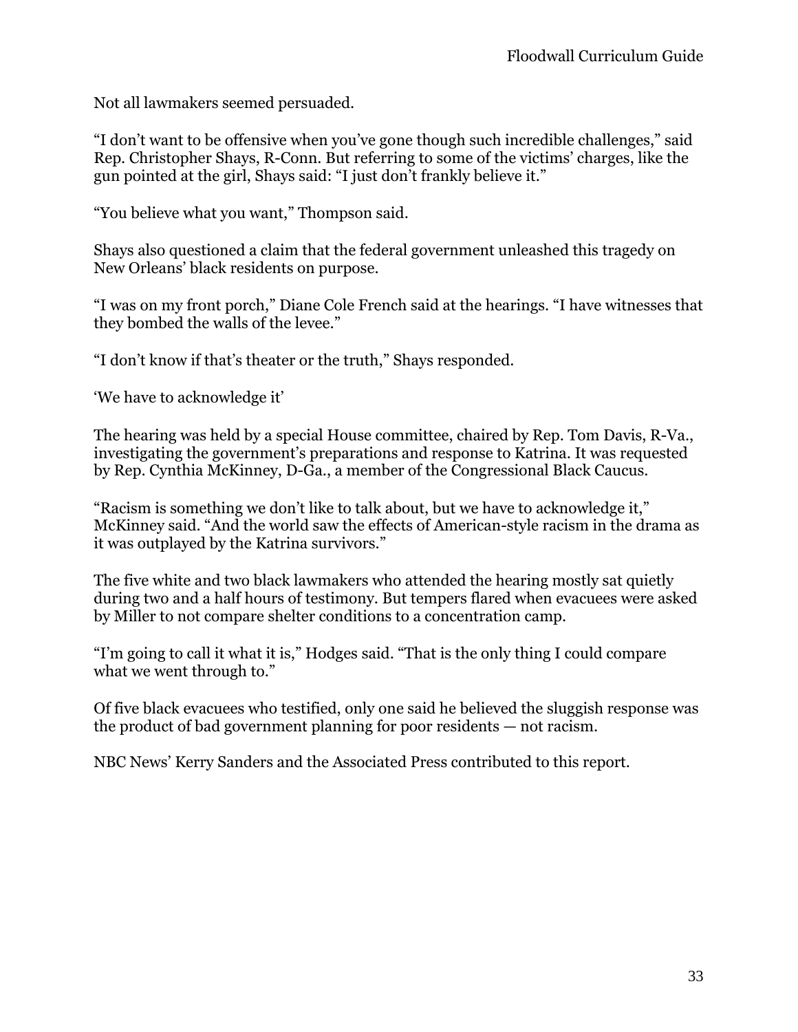Not all lawmakers seemed persuaded.

“I don’t want to be offensive when you’ve gone though such incredible challenges,” said Rep. Christopher Shays, R-Conn. But referring to some of the victims’ charges, like the gun pointed at the girl, Shays said: “I just don’t frankly believe it.”

“You believe what you want,” Thompson said.

Shays also questioned a claim that the federal government unleashed this tragedy on New Orleans’ black residents on purpose.

“I was on my front porch,” Diane Cole French said at the hearings. “I have witnesses that they bombed the walls of the levee.”

“I don’t know if that’s theater or the truth,” Shays responded.

## ‘We have to acknowledge it’

The hearing was held by a special House committee, chaired by Rep. Tom Davis, R-Va., investigating the government’s preparations and response to Katrina. It was requested by Rep. Cynthia McKinney, D-Ga., a member of the Congressional Black Caucus.

“Racism is something we don’t like to talk about, but we have to acknowledge it,” McKinney said. “And the world saw the effects of American-style racism in the drama as it was outplayed by the Katrina survivors.”

The five white and two black lawmakers who attended the hearing mostly sat quietly during two and a half hours of testimony. But tempers flared when evacuees were asked by Miller to not compare shelter conditions to a concentration camp.

“I’m going to call it what it is,” Hodges said. “That is the only thing I could compare what we went through to.”

Of five black evacuees who testified, only one said he believed the sluggish response was the product of bad government planning for poor residents — not racism.

NBC News’ Kerry Sanders and the Associated Press contributed to this report.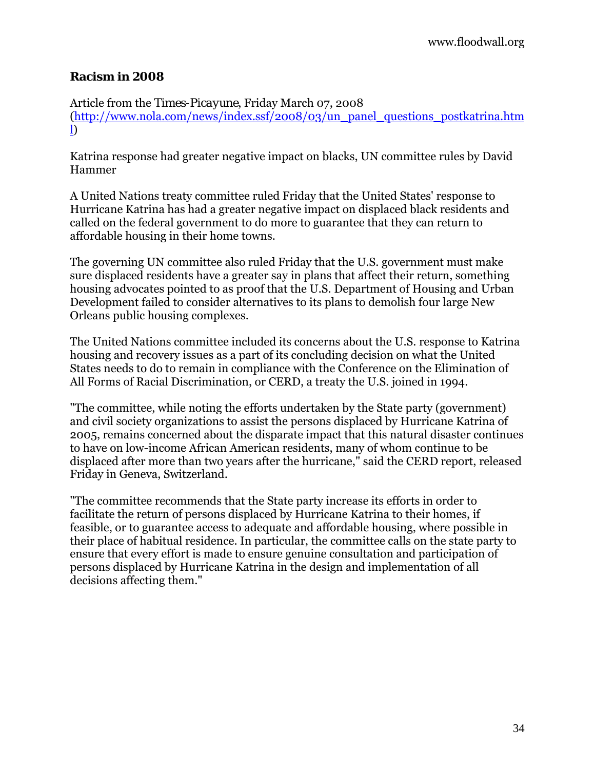### Racism in 2008

Article from the *Times-Picayune*, Friday March 07, 2008 (http://www.nola.com/news/index.ssf/2008/03/un_panel_questions_postkatrina.html)

Katrina response had greater negative impact on blacks, UN committee rules by David Hammer

A United Nations treaty committee ruled Friday that the United States' response to Hurricane Katrina has had a greater negative impact on displaced black residents and called on the federal government to do more to guarantee that they can return to affordable housing in their home towns.

The governing UN committee also ruled Friday that the U.S. government must make sure displaced residents have a greater say in plans that affect their return, something housing advocates pointed to as proof that the U.S. Department of Housing and Urban Development failed to consider alternatives to its plans to demolish four large New Orleans public housing complexes.

The United Nations committee included its concerns about the U.S. response to Katrina housing and recovery issues as a part of its concluding decision on what the United States needs to do to remain in compliance with the Conference on the Elimination of All Forms of Racial Discrimination, or CERD, a treaty the U.S. joined in 1994.

"The committee, while noting the efforts undertaken by the State party (government) and civil society organizations to assist the persons displaced by Hurricane Katrina of 2005, remains concerned about the disparate impact that this natural disaster continues to have on low-income African American residents, many of whom continue to be displaced after more than two years after the hurricane," said the CERD report, released Friday in Geneva, Switzerland.

"The committee recommends that the State party increase its efforts in order to facilitate the return of persons displaced by Hurricane Katrina to their homes, if feasible, or to guarantee access to adequate and affordable housing, where possible in their place of habitual residence. In particular, the committee calls on the state party to ensure that every effort is made to ensure genuine consultation and participation of persons displaced by Hurricane Katrina in the design and implementation of all decisions affecting them."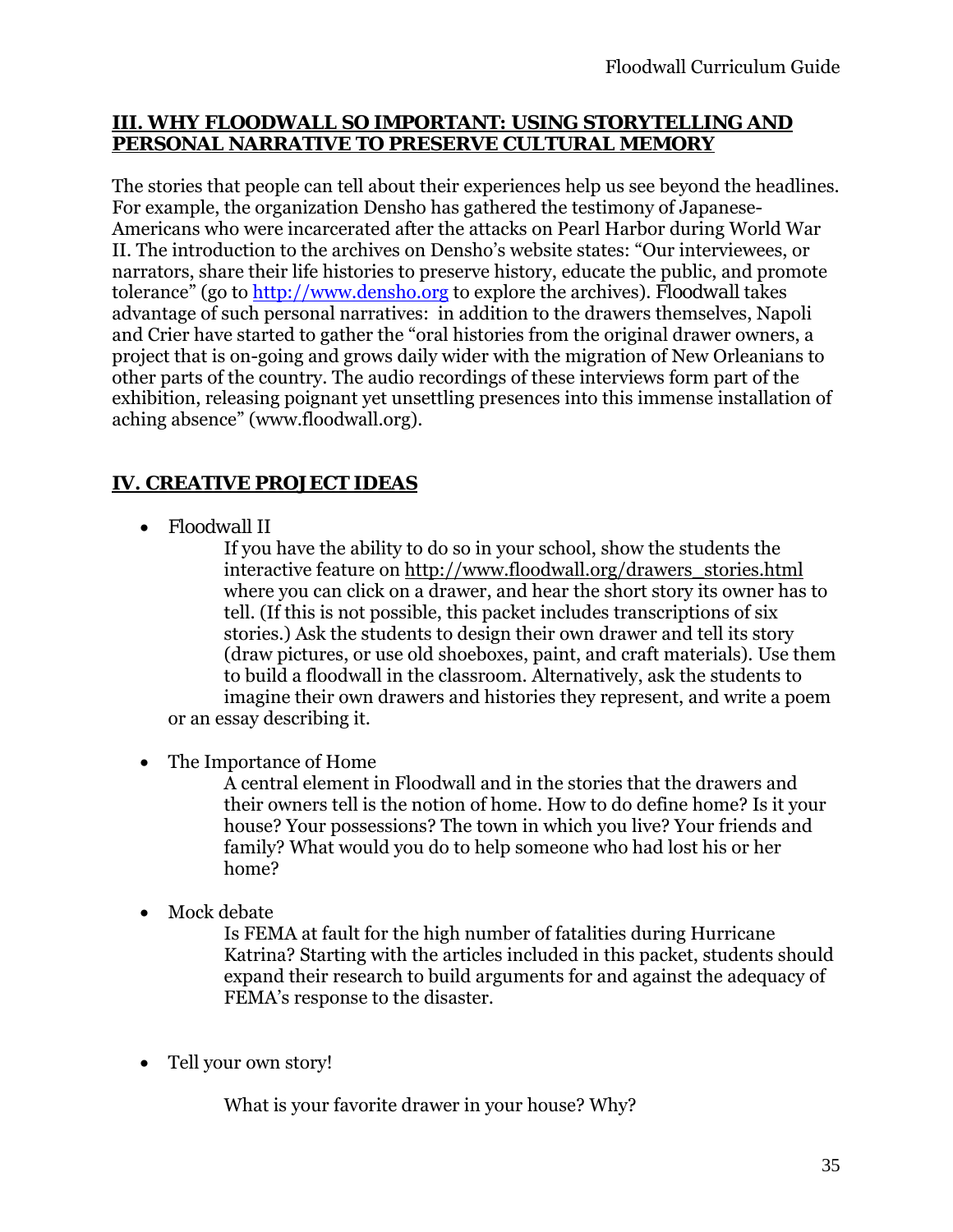## III. WHY FLOODWALL SO IMPORTANT: USING STORYTELLING AND PERSONAL NARRATIVE TO PRESERVE CULTURAL MEMORY

The stories that people can tell about their experiences help us see beyond the headlines. For example, the organization Densho has gathered the testimony of Japanese-Americans who were incarcerated after the attacks on Pearl Harbor during World War II. The introduction to the archives on Densho's website states: "Our interviewees, or narrators, share their life histories to preserve history, educate the public, and promote tolerance" (go to http://www.densho.org to explore the archives). Floodwall takes advantage of such personal narratives: in addition to the drawers themselves, Napoli and Crier have started to gather the "oral histories from the original drawer owners, a project that is on-going and grows daily wider with the migration of New Orleanians to other parts of the country. The audio recordings of these interviews form part of the exhibition, releasing poignant yet unsettling presences into this immense installation of aching absence" (www.floodwall.org).

## IV. CREATIVE PROJECT IDEAS

- Floodwall II

  If you have the ability to do so in your school, show the students the interactive feature on http://www.floodwall.org/drawers_stories.html where you can click on a drawer, and hear the short story its owner has to tell. (If this is not possible, this packet includes transcriptions of six stories.) Ask the students to design their own drawer and tell its story (draw pictures, or use old shoeboxes, paint, and craft materials). Use them to build a floodwall in the classroom. Alternatively, ask the students to imagine their own drawers and histories they represent, and write a poem or an essay describing it.

- The Importance of Home

  A central element in Floodwall and in the stories that the drawers and their owners tell is the notion of home. How to do define home? Is it your house? Your possessions? The town in which you live? Your friends and family? What would you do to help someone who had lost his or her home?

- Mock debate

  Is FEMA at fault for the high number of fatalities during Hurricane Katrina? Starting with the articles included in this packet, students should expand their research to build arguments for and against the adequacy of FEMA's response to the disaster.

- Tell your own story!

  What is your favorite drawer in your house? Why?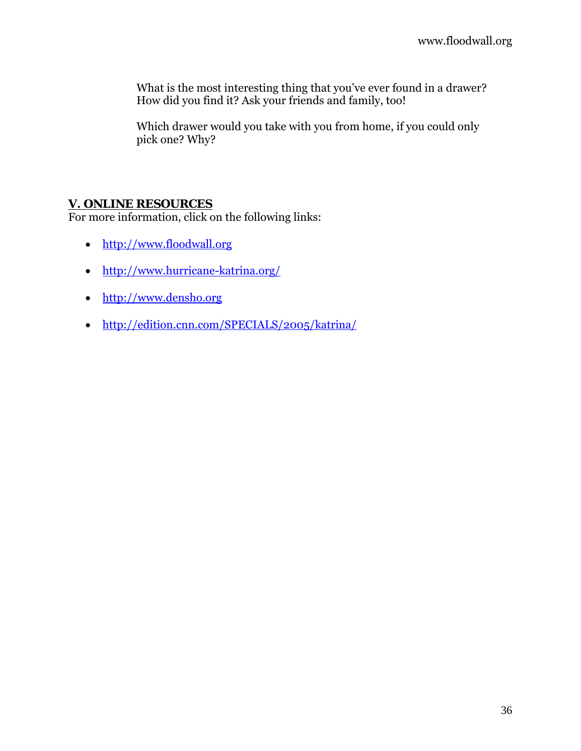What is the most interesting thing that you've ever found in a drawer? How did you find it? Ask your friends and family, too!

Which drawer would you take with you from home, if you could only pick one? Why?

## V. ONLINE RESOURCES

For more information, click on the following links:

- http://www.floodwall.org
- http://www.hurricane-katrina.org/
- http://www.densho.org
- http://edition.cnn.com/SPECIALS/2005/katrina/